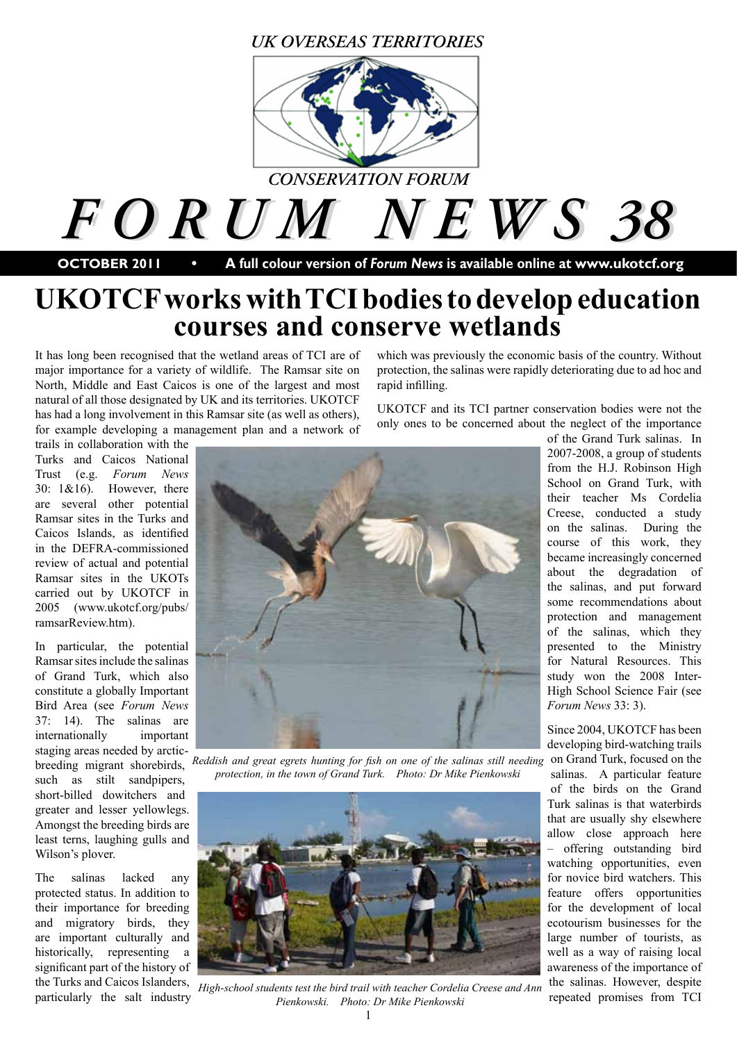UK OVERSEAS TERRITORIES

CONSERVATION FORUM

# FORUM NEWS 38

**OCTOBER 2011 • A full colour version of *Forum News* is available online at www.ukotcf.org**

## UKOTCF works with TCI bodies to develop education courses and conserve wetlands

It has long been recognised that the wetland areas of TCI are of major importance for a variety of wildlife. The Ramsar site on North, Middle and East Caicos is one of the largest and most natural of all those designated by UK and its territories. UKOTCF has had a long involvement in this Ramsar site (as well as others), for example developing a management plan and a network of trails in collaboration with the Turks and Caicos National Trust (e.g. *Forum News* 30: 1&16). However, there are several other potential Ramsar sites in the Turks and Caicos Islands, as identified in the DEFRA-commissioned review of actual and potential Ramsar sites in the UKOTs carried out by UKOTCF in 2005 (www.ukotcf.org/pubs/ramsarReview.htm).

In particular, the potential Ramsar sites include the salinas of Grand Turk, which also constitute a globally Important Bird Area (see *Forum News* 37: 14). The salinas are internationally important staging areas needed by arctic-breeding migrant shorebirds, such as stilt sandpipers, short-billed dowitchers and greater and lesser yellowlegs. Amongst the breeding birds are least terns, laughing gulls and Wilson's plover.

The salinas lacked any protected status. In addition to their importance for breeding and migratory birds, they are important culturally and historically, representing a significant part of the history of the Turks and Caicos Islanders, particularly the salt industry which was previously the economic basis of the country. Without protection, the salinas were rapidly deteriorating due to ad hoc and rapid infilling.

UKOTCF and its TCI partner conservation bodies were not the only ones to be concerned about the neglect of the importance of the Grand Turk salinas. In 2007-2008, a group of students from the H.J. Robinson High School on Grand Turk, with their teacher Ms Cordelia Creese, conducted a study on the salinas. During the course of this work, they became increasingly concerned about the degradation of the salinas, and put forward some recommendations about protection and management of the salinas, which they presented to the Ministry for Natural Resources. This study won the 2008 Inter-High School Science Fair (see *Forum News* 33: 3).

*Reddish and great egrets hunting for fish on one of the salinas still needing protection, in the town of Grand Turk. Photo: Dr Mike Pienkowski*

*High-school students test the bird trail with teacher Cordelia Creese and Ann Pienkowski. Photo: Dr Mike Pienkowski*

Since 2004, UKOTCF has been developing bird-watching trails on Grand Turk, focused on the salinas. A particular feature of the birds on the Grand Turk salinas is that waterbirds that are usually shy elsewhere allow close approach here – offering outstanding bird watching opportunities, even for novice bird watchers. This feature offers opportunities for the development of local ecotourism businesses for the large number of tourists, as well as a way of raising local awareness of the importance of the salinas. However, despite repeated promises from TCI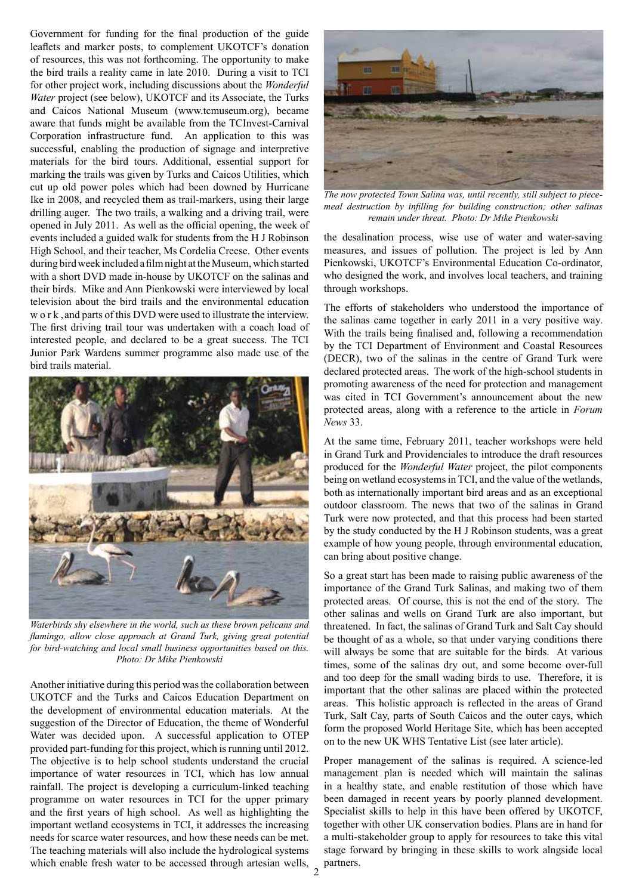Government for funding for the final production of the guide leaflets and marker posts, to complement UKOTCF's donation of resources, this was not forthcoming. The opportunity to make the bird trails a reality came in late 2010. During a visit to TCI for other project work, including discussions about the *Wonderful Water* project (see below), UKOTCF and its Associate, the Turks and Caicos National Museum (www.tcmuseum.org), became aware that funds might be available from the TCInvest-Carnival Corporation infrastructure fund. An application to this was successful, enabling the production of signage and interpretive materials for the bird tours. Additional, essential support for marking the trails was given by Turks and Caicos Utilities, which cut up old power poles which had been downed by Hurricane Ike in 2008, and recycled them as trail-markers, using their large drilling auger. The two trails, a walking and a driving trail, were opened in July 2011. As well as the official opening, the week of events included a guided walk for students from the H J Robinson High School, and their teacher, Ms Cordelia Creese. Other events during bird week included a film night at the Museum, which started with a short DVD made in-house by UKOTCF on the salinas and their birds. Mike and Ann Pienkowski were interviewed by local television about the bird trails and the environmental education work, and parts of this DVD were used to illustrate the interview. The first driving trail tour was undertaken with a coach load of interested people, and declared to be a great success. The TCI Junior Park Wardens summer programme also made use of the bird trails material.

*Waterbirds shy elsewhere in the world, such as these brown pelicans and flamingo, allow close approach at Grand Turk, giving great potential for bird-watching and local small business opportunities based on this. Photo: Dr Mike Pienkowski*

Another initiative during this period was the collaboration between UKOTCF and the Turks and Caicos Education Department on the development of environmental education materials. At the suggestion of the Director of Education, the theme of Wonderful Water was decided upon. A successful application to OTEP provided part-funding for this project, which is running until 2012. The objective is to help school students understand the crucial importance of water resources in TCI, which has low annual rainfall. The project is developing a curriculum-linked teaching programme on water resources in TCI for the upper primary and the first years of high school. As well as highlighting the important wetland ecosystems in TCI, it addresses the increasing needs for scarce water resources, and how these needs can be met. The teaching materials will also include the hydrological systems which enable fresh water to be accessed through artesian wells, the desalination process, wise use of water and water-saving measures, and issues of pollution. The project is led by Ann Pienkowski, UKOTCF's Environmental Education Co-ordinator, who designed the work, and involves local teachers, and training through workshops.

*The now protected Town Salina was, until recently, still subject to piece-meal destruction by infilling for building construction; other salinas remain under threat. Photo: Dr Mike Pienkowski*

The efforts of stakeholders who understood the importance of the salinas came together in early 2011 in a very positive way. With the trails being finalised and, following a recommendation by the TCI Department of Environment and Coastal Resources (DECR), two of the salinas in the centre of Grand Turk were declared protected areas. The work of the high-school students in promoting awareness of the need for protection and management was cited in TCI Government's announcement about the new protected areas, along with a reference to the article in *Forum News* 33.

At the same time, February 2011, teacher workshops were held in Grand Turk and Providenciales to introduce the draft resources produced for the *Wonderful Water* project, the pilot components being on wetland ecosystems in TCI, and the value of the wetlands, both as internationally important bird areas and as an exceptional outdoor classroom. The news that two of the salinas in Grand Turk were now protected, and that this process had been started by the study conducted by the H J Robinson students, was a great example of how young people, through environmental education, can bring about positive change.

So a great start has been made to raising public awareness of the importance of the Grand Turk Salinas, and making two of them protected areas. Of course, this is not the end of the story. The other salinas and wells on Grand Turk are also important, but threatened. In fact, the salinas of Grand Turk and Salt Cay should be thought of as a whole, so that under varying conditions there will always be some that are suitable for the birds. At various times, some of the salinas dry out, and some become over-full and too deep for the small wading birds to use. Therefore, it is important that the other salinas are placed within the protected areas. This holistic approach is reflected in the areas of Grand Turk, Salt Cay, parts of South Caicos and the outer cays, which form the proposed World Heritage Site, which has been accepted on to the new UK WHS Tentative List (see later article).

Proper management of the salinas is required. A science-led management plan is needed which will maintain the salinas in a healthy state, and enable restitution of those which have been damaged in recent years by poorly planned development. Specialist skills to help in this have been offered by UKOTCF, together with other UK conservation bodies. Plans are in hand for a multi-stakeholder group to apply for resources to take this vital stage forward by bringing in these skills to work alngside local partners.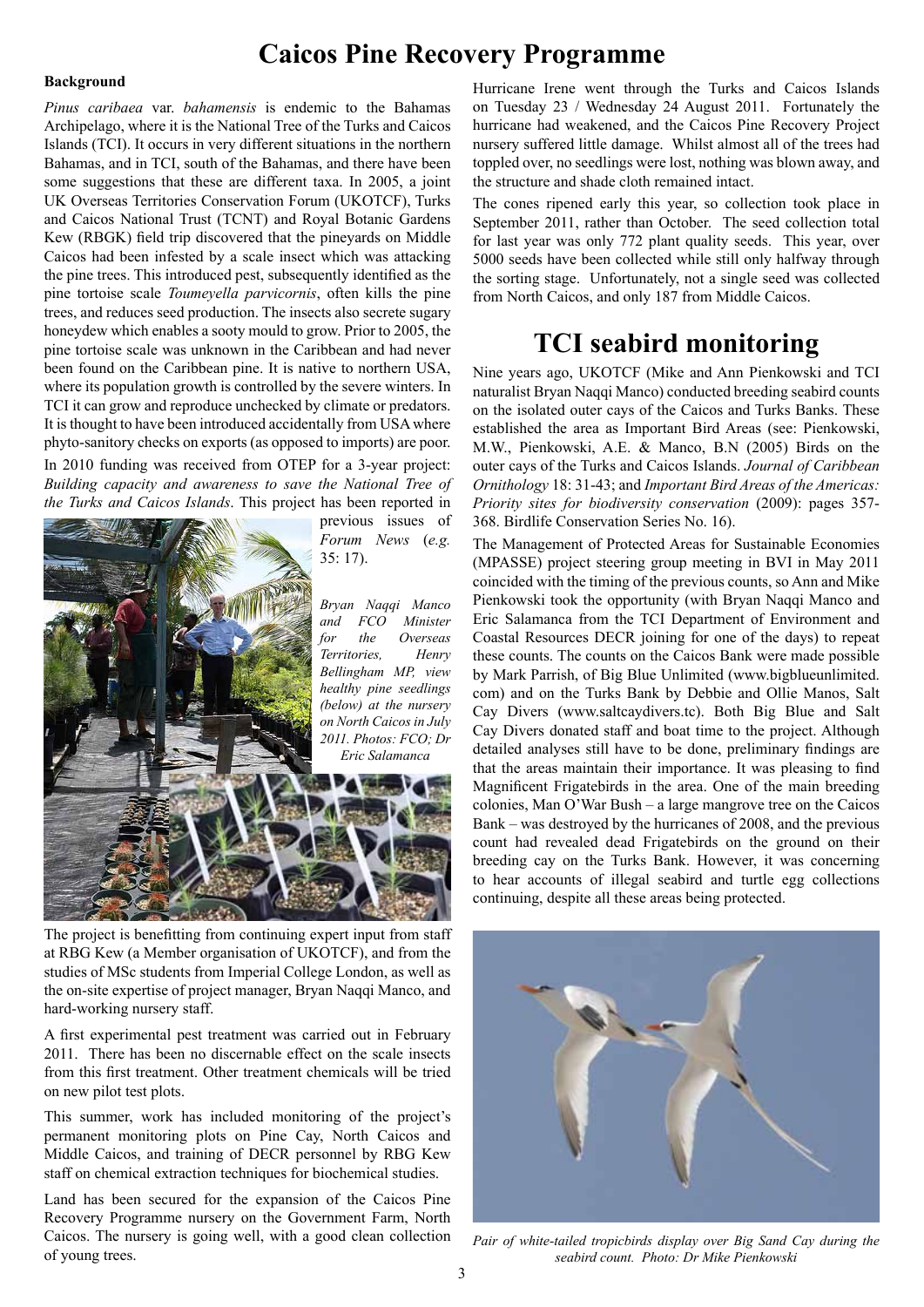# Caicos Pine Recovery Programme

**Background**

*Pinus caribaea* var. *bahamensis* is endemic to the Bahamas Archipelago, where it is the National Tree of the Turks and Caicos Islands (TCI). It occurs in very different situations in the northern Bahamas, and in TCI, south of the Bahamas, and there have been some suggestions that these are different taxa. In 2005, a joint UK Overseas Territories Conservation Forum (UKOTCF), Turks and Caicos National Trust (TCNT) and Royal Botanic Gardens Kew (RBGK) field trip discovered that the pineyards on Middle Caicos had been infested by a scale insect which was attacking the pine trees. This introduced pest, subsequently identified as the pine tortoise scale *Toumeyella parvicornis*, often kills the pine trees, and reduces seed production. The insects also secrete sugary honeydew which enables a sooty mould to grow. Prior to 2005, the pine tortoise scale was unknown in the Caribbean and had never been found on the Caribbean pine. It is native to northern USA, where its population growth is controlled by the severe winters. In TCI it can grow and reproduce unchecked by climate or predators. It is thought to have been introduced accidentally from USA where phyto-sanitory checks on exports (as opposed to imports) are poor.

In 2010 funding was received from OTEP for a 3-year project: *Building capacity and awareness to save the National Tree of the Turks and Caicos Islands*. This project has been reported in previous issues of *Forum News* (*e.g.* 35: 17).

*Bryan Naqqi Manco and FCO Minister for the Overseas Territories, Henry Bellingham MP, view healthy pine seedlings (below) at the nursery on North Caicos in July 2011. Photos: FCO; Dr Eric Salamanca*

The project is benefitting from continuing expert input from staff at RBG Kew (a Member organisation of UKOTCF), and from the studies of MSc students from Imperial College London, as well as the on-site expertise of project manager, Bryan Naqqi Manco, and hard-working nursery staff.

A first experimental pest treatment was carried out in February 2011. There has been no discernable effect on the scale insects from this first treatment. Other treatment chemicals will be tried on new pilot test plots.

This summer, work has included monitoring of the project's permanent monitoring plots on Pine Cay, North Caicos and Middle Caicos, and training of DECR personnel by RBG Kew staff on chemical extraction techniques for biochemical studies.

Land has been secured for the expansion of the Caicos Pine Recovery Programme nursery on the Government Farm, North Caicos. The nursery is going well, with a good clean collection of young trees.

Hurricane Irene went through the Turks and Caicos Islands on Tuesday 23 / Wednesday 24 August 2011. Fortunately the hurricane had weakened, and the Caicos Pine Recovery Project nursery suffered little damage. Whilst almost all of the trees had toppled over, no seedlings were lost, nothing was blown away, and the structure and shade cloth remained intact.

The cones ripened early this year, so collection took place in September 2011, rather than October. The seed collection total for last year was only 772 plant quality seeds. This year, over 5000 seeds have been collected while still only halfway through the sorting stage. Unfortunately, not a single seed was collected from North Caicos, and only 187 from Middle Caicos.

# TCI seabird monitoring

Nine years ago, UKOTCF (Mike and Ann Pienkowski and TCI naturalist Bryan Naqqi Manco) conducted breeding seabird counts on the isolated outer cays of the Caicos and Turks Banks. These established the area as Important Bird Areas (see: Pienkowski, M.W., Pienkowski, A.E. & Manco, B.N (2005) Birds on the outer cays of the Turks and Caicos Islands. *Journal of Caribbean Ornithology* 18: 31-43; and *Important Bird Areas of the Americas: Priority sites for biodiversity conservation* (2009): pages 357-368. Birdlife Conservation Series No. 16).

The Management of Protected Areas for Sustainable Economies (MPASSE) project steering group meeting in BVI in May 2011 coincided with the timing of the previous counts, so Ann and Mike Pienkowski took the opportunity (with Bryan Naqqi Manco and Eric Salamanca from the TCI Department of Environment and Coastal Resources DECR joining for one of the days) to repeat these counts. The counts on the Caicos Bank were made possible by Mark Parrish, of Big Blue Unlimited (www.bigblueunlimited.com) and on the Turks Bank by Debbie and Ollie Manos, Salt Cay Divers (www.saltcaydivers.tc). Both Big Blue and Salt Cay Divers donated staff and boat time to the project. Although detailed analyses still have to be done, preliminary findings are that the areas maintain their importance. It was pleasing to find Magnificent Frigatebirds in the area. One of the main breeding colonies, Man O'War Bush – a large mangrove tree on the Caicos Bank – was destroyed by the hurricanes of 2008, and the previous count had revealed dead Frigatebirds on the ground on their breeding cay on the Turks Bank. However, it was concerning to hear accounts of illegal seabird and turtle egg collections continuing, despite all these areas being protected.

*Pair of white-tailed tropicbirds display over Big Sand Cay during the seabird count. Photo: Dr Mike Pienkowski*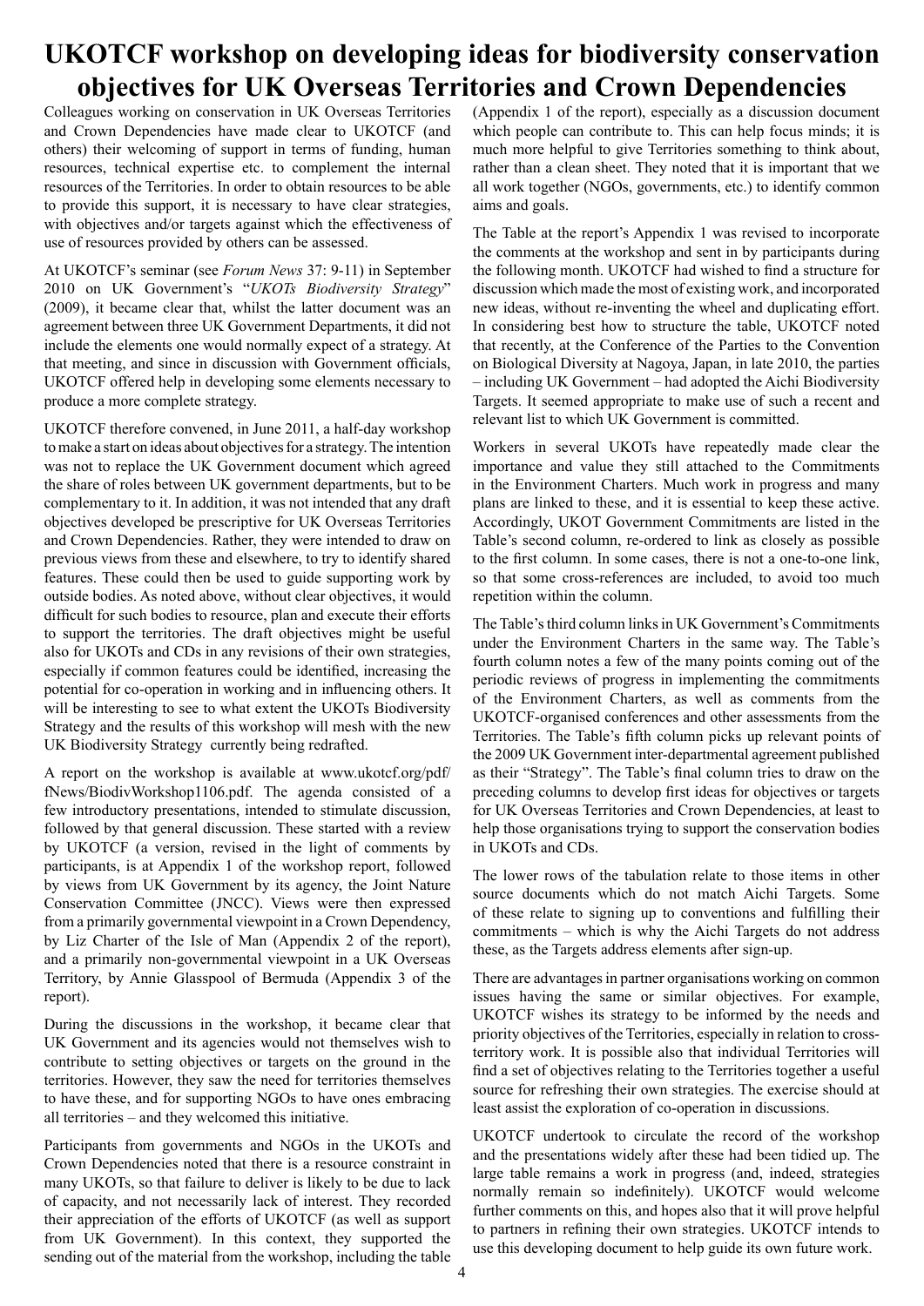# UKOTCF workshop on developing ideas for biodiversity conservation objectives for UK Overseas Territories and Crown Dependencies

Colleagues working on conservation in UK Overseas Territories and Crown Dependencies have made clear to UKOTCF (and others) their welcoming of support in terms of funding, human resources, technical expertise etc. to complement the internal resources of the Territories. In order to obtain resources to be able to provide this support, it is necessary to have clear strategies, with objectives and/or targets against which the effectiveness of use of resources provided by others can be assessed.

At UKOTCF's seminar (see *Forum News* 37: 9-11) in September 2010 on UK Government's "*UKOTs Biodiversity Strategy*" (2009), it became clear that, whilst the latter document was an agreement between three UK Government Departments, it did not include the elements one would normally expect of a strategy. At that meeting, and since in discussion with Government officials, UKOTCF offered help in developing some elements necessary to produce a more complete strategy.

UKOTCF therefore convened, in June 2011, a half-day workshop to make a start on ideas about objectives for a strategy. The intention was not to replace the UK Government document which agreed the share of roles between UK government departments, but to be complementary to it. In addition, it was not intended that any draft objectives developed be prescriptive for UK Overseas Territories and Crown Dependencies. Rather, they were intended to draw on previous views from these and elsewhere, to try to identify shared features. These could then be used to guide supporting work by outside bodies. As noted above, without clear objectives, it would difficult for such bodies to resource, plan and execute their efforts to support the territories. The draft objectives might be useful also for UKOTs and CDs in any revisions of their own strategies, especially if common features could be identified, increasing the potential for co-operation in working and in influencing others. It will be interesting to see to what extent the UKOTs Biodiversity Strategy and the results of this workshop will mesh with the new UK Biodiversity Strategy currently being redrafted.

A report on the workshop is available at www.ukotcf.org/pdf/fNews/BiodivWorkshop1106.pdf. The agenda consisted of a few introductory presentations, intended to stimulate discussion, followed by that general discussion. These started with a review by UKOTCF (a version, revised in the light of comments by participants, is at Appendix 1 of the workshop report, followed by views from UK Government by its agency, the Joint Nature Conservation Committee (JNCC). Views were then expressed from a primarily governmental viewpoint in a Crown Dependency, by Liz Charter of the Isle of Man (Appendix 2 of the report), and a primarily non-governmental viewpoint in a UK Overseas Territory, by Annie Glasspool of Bermuda (Appendix 3 of the report).

During the discussions in the workshop, it became clear that UK Government and its agencies would not themselves wish to contribute to setting objectives or targets on the ground in the territories. However, they saw the need for territories themselves to have these, and for supporting NGOs to have ones embracing all territories – and they welcomed this initiative.

Participants from governments and NGOs in the UKOTs and Crown Dependencies noted that there is a resource constraint in many UKOTs, so that failure to deliver is likely to be due to lack of capacity, and not necessarily lack of interest. They recorded their appreciation of the efforts of UKOTCF (as well as support from UK Government). In this context, they supported the sending out of the material from the workshop, including the table (Appendix 1 of the report), especially as a discussion document which people can contribute to. This can help focus minds; it is much more helpful to give Territories something to think about, rather than a clean sheet. They noted that it is important that we all work together (NGOs, governments, etc.) to identify common aims and goals.

The Table at the report's Appendix 1 was revised to incorporate the comments at the workshop and sent in by participants during the following month. UKOTCF had wished to find a structure for discussion which made the most of existing work, and incorporated new ideas, without re-inventing the wheel and duplicating effort. In considering best how to structure the table, UKOTCF noted that recently, at the Conference of the Parties to the Convention on Biological Diversity at Nagoya, Japan, in late 2010, the parties – including UK Government – had adopted the Aichi Biodiversity Targets. It seemed appropriate to make use of such a recent and relevant list to which UK Government is committed.

Workers in several UKOTs have repeatedly made clear the importance and value they still attached to the Commitments in the Environment Charters. Much work in progress and many plans are linked to these, and it is essential to keep these active. Accordingly, UKOT Government Commitments are listed in the Table's second column, re-ordered to link as closely as possible to the first column. In some cases, there is not a one-to-one link, so that some cross-references are included, to avoid too much repetition within the column.

The Table's third column links in UK Government's Commitments under the Environment Charters in the same way. The Table's fourth column notes a few of the many points coming out of the periodic reviews of progress in implementing the commitments of the Environment Charters, as well as comments from the UKOTCF-organised conferences and other assessments from the Territories. The Table's fifth column picks up relevant points of the 2009 UK Government inter-departmental agreement published as their "Strategy". The Table's final column tries to draw on the preceding columns to develop first ideas for objectives or targets for UK Overseas Territories and Crown Dependencies, at least to help those organisations trying to support the conservation bodies in UKOTs and CDs.

The lower rows of the tabulation relate to those items in other source documents which do not match Aichi Targets. Some of these relate to signing up to conventions and fulfilling their commitments – which is why the Aichi Targets do not address these, as the Targets address elements after sign-up.

There are advantages in partner organisations working on common issues having the same or similar objectives. For example, UKOTCF wishes its strategy to be informed by the needs and priority objectives of the Territories, especially in relation to cross-territory work. It is possible also that individual Territories will find a set of objectives relating to the Territories together a useful source for refreshing their own strategies. The exercise should at least assist the exploration of co-operation in discussions.

UKOTCF undertook to circulate the record of the workshop and the presentations widely after these had been tidied up. The large table remains a work in progress (and, indeed, strategies normally remain so indefinitely). UKOTCF would welcome further comments on this, and hopes also that it will prove helpful to partners in refining their own strategies. UKOTCF intends to use this developing document to help guide its own future work.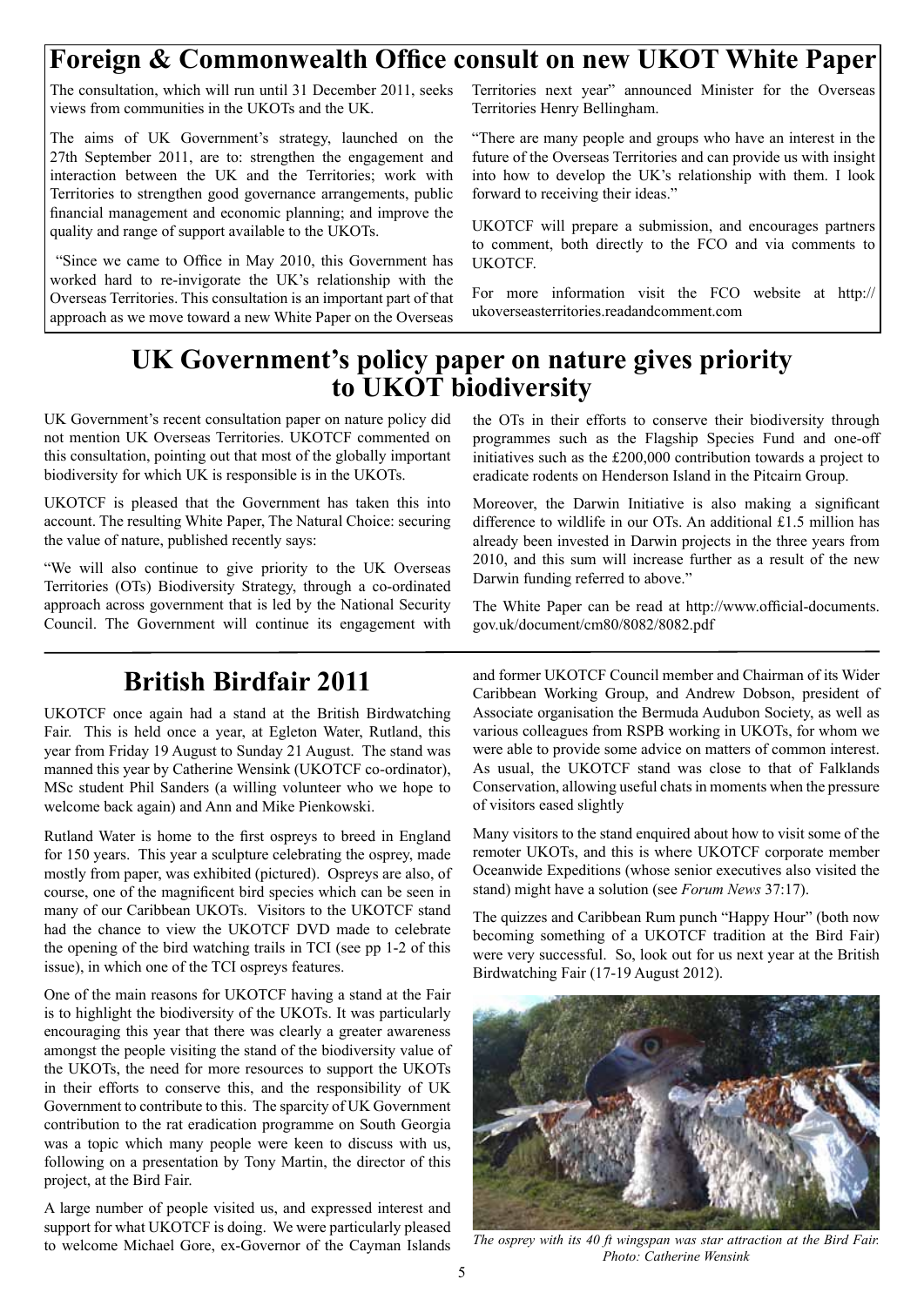## Foreign & Commonwealth Office consult on new UKOT White Paper

The consultation, which will run until 31 December 2011, seeks views from communities in the UKOTs and the UK.

The aims of UK Government's strategy, launched on the 27th September 2011, are to: strengthen the engagement and interaction between the UK and the Territories; work with Territories to strengthen good governance arrangements, public financial management and economic planning; and improve the quality and range of support available to the UKOTs.

"Since we came to Office in May 2010, this Government has worked hard to re-invigorate the UK's relationship with the Overseas Territories. This consultation is an important part of that approach as we move toward a new White Paper on the Overseas Territories next year" announced Minister for the Overseas Territories Henry Bellingham.

"There are many people and groups who have an interest in the future of the Overseas Territories and can provide us with insight into how to develop the UK's relationship with them. I look forward to receiving their ideas."

UKOTCF will prepare a submission, and encourages partners to comment, both directly to the FCO and via comments to UKOTCF.

For more information visit the FCO website at http://ukoverseasterritories.readandcomment.com

## UK Government's policy paper on nature gives priority to UKOT biodiversity

UK Government's recent consultation paper on nature policy did not mention UK Overseas Territories. UKOTCF commented on this consultation, pointing out that most of the globally important biodiversity for which UK is responsible is in the UKOTs.

UKOTCF is pleased that the Government has taken this into account. The resulting White Paper, The Natural Choice: securing the value of nature, published recently says:

"We will also continue to give priority to the UK Overseas Territories (OTs) Biodiversity Strategy, through a co-ordinated approach across government that is led by the National Security Council. The Government will continue its engagement with the OTs in their efforts to conserve their biodiversity through programmes such as the Flagship Species Fund and one-off initiatives such as the £200,000 contribution towards a project to eradicate rodents on Henderson Island in the Pitcairn Group.

Moreover, the Darwin Initiative is also making a significant difference to wildlife in our OTs. An additional £1.5 million has already been invested in Darwin projects in the three years from 2010, and this sum will increase further as a result of the new Darwin funding referred to above."

The White Paper can be read at http://www.official-documents.gov.uk/document/cm80/8082/8082.pdf

## British Birdfair 2011

UKOTCF once again had a stand at the British Birdwatching Fair. This is held once a year, at Egleton Water, Rutland, this year from Friday 19 August to Sunday 21 August. The stand was manned this year by Catherine Wensink (UKOTCF co-ordinator), MSc student Phil Sanders (a willing volunteer who we hope to welcome back again) and Ann and Mike Pienkowski.

Rutland Water is home to the first ospreys to breed in England for 150 years. This year a sculpture celebrating the osprey, made mostly from paper, was exhibited (pictured). Ospreys are also, of course, one of the magnificent bird species which can be seen in many of our Caribbean UKOTs. Visitors to the UKOTCF stand had the chance to view the UKOTCF DVD made to celebrate the opening of the bird watching trails in TCI (see pp 1-2 of this issue), in which one of the TCI ospreys features.

One of the main reasons for UKOTCF having a stand at the Fair is to highlight the biodiversity of the UKOTs. It was particularly encouraging this year that there was clearly a greater awareness amongst the people visiting the stand of the biodiversity value of the UKOTs, the need for more resources to support the UKOTs in their efforts to conserve this, and the responsibility of UK Government to contribute to this. The sparcity of UK Government contribution to the rat eradication programme on South Georgia was a topic which many people were keen to discuss with us, following on a presentation by Tony Martin, the director of this project, at the Bird Fair.

A large number of people visited us, and expressed interest and support for what UKOTCF is doing. We were particularly pleased to welcome Michael Gore, ex-Governor of the Cayman Islands and former UKOTCF Council member and Chairman of its Wider Caribbean Working Group, and Andrew Dobson, president of Associate organisation the Bermuda Audubon Society, as well as various colleagues from RSPB working in UKOTs, for whom we were able to provide some advice on matters of common interest. As usual, the UKOTCF stand was close to that of Falklands Conservation, allowing useful chats in moments when the pressure of visitors eased slightly

Many visitors to the stand enquired about how to visit some of the remoter UKOTs, and this is where UKOTCF corporate member Oceanwide Expeditions (whose senior executives also visited the stand) might have a solution (see *Forum News* 37:17).

The quizzes and Caribbean Rum punch "Happy Hour" (both now becoming something of a UKOTCF tradition at the Bird Fair) were very successful. So, look out for us next year at the British Birdwatching Fair (17-19 August 2012).

*The osprey with its 40 ft wingspan was star attraction at the Bird Fair. Photo: Catherine Wensink*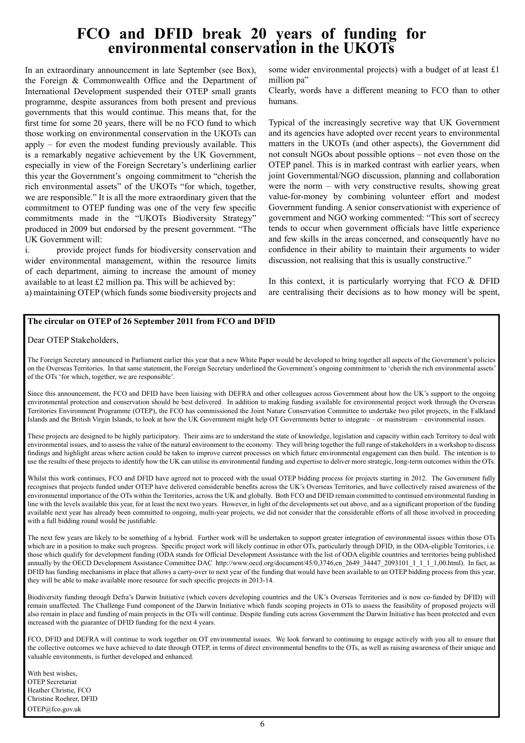# FCO and DFID break 20 years of funding for environmental conservation in the UKOTs

In an extraordinary announcement in late September (see Box), the Foreign & Commonwealth Office and the Department of International Development suspended their OTEP small grants programme, despite assurances from both present and previous governments that this would continue. This means that, for the first time for some 20 years, there will be no FCO fund to which those working on environmental conservation in the UKOTs can apply – for even the modest funding previously available. This is a remarkably negative achievement by the UK Government, especially in view of the Foreign Secretary's underlining earlier this year the Government's ongoing commitment to "cherish the rich environmental assets" of the UKOTs "for which, together, we are responsible." It is all the more extraordinary given that the commitment to OTEP funding was one of the very few specific commitments made in the "UKOTs Biodiversity Strategy" produced in 2009 but endorsed by the present government. "The UK Government will:

i. provide project funds for biodiversity conservation and wider environmental management, within the resource limits of each department, aiming to increase the amount of money available to at least £2 million pa. This will be achieved by:

a) maintaining OTEP (which funds some biodiversity projects and some wider environmental projects) with a budget of at least £1 million pa"

Clearly, words have a different meaning to FCO than to other humans.

Typical of the increasingly secretive way that UK Government and its agencies have adopted over recent years to environmental matters in the UKOTs (and other aspects), the Government did not consult NGOs about possible options – not even those on the OTEP panel. This is in marked contrast with earlier years, when joint Governmental/NGO discussion, planning and collaboration were the norm – with very constructive results, showing great value-for-money by combining volunteer effort and modest Government funding. A senior conservationist with experience of government and NGO working commented: "This sort of secrecy tends to occur when government officials have little experience and few skills in the areas concerned, and consequently have no confidence in their ability to maintain their arguments to wider discussion, not realising that this is usually constructive."

In this context, it is particularly worrying that FCO & DFID are centralising their decisions as to how money will be spent,

---

**The circular on OTEP of 26 September 2011 from FCO and DFID**

Dear OTEP Stakeholders,

The Foreign Secretary announced in Parliament earlier this year that a new White Paper would be developed to bring together all aspects of the Government's policies on the Overseas Territories. In that same statement, the Foreign Secretary underlined the Government's ongoing commitment to 'cherish the rich environmental assets' of the OTs 'for which, together, we are responsible'.

Since this announcement, the FCO and DFID have been liaising with DEFRA and other colleagues across Government about how the UK's support to the ongoing environmental protection and conservation should be best delivered. In addition to making funding available for environmental project work through the Overseas Territories Environment Programme (OTEP), the FCO has commissioned the Joint Nature Conservation Committee to undertake two pilot projects, in the Falkland Islands and the British Virgin Islands, to look at how the UK Government might help OT Governments better to integrate – or mainstream – environmental issues.

These projects are designed to be highly participatory. Their aims are to understand the state of knowledge, legislation and capacity within each Territory to deal with environmental issues, and to assess the value of the natural environment to the economy. They will bring together the full range of stakeholders in a workshop to discuss findings and highlight areas where action could be taken to improve current processes on which future environmental engagement can then build. The intention is to use the results of these projects to identify how the UK can utilise its environmental funding and expertise to deliver more strategic, long-term outcomes within the OTs.

Whilst this work continues, FCO and DFID have agreed not to proceed with the usual OTEP bidding process for projects starting in 2012. The Government fully recognises that projects funded under OTEP have delivered considerable benefits across the UK's Overseas Territories, and have collectively raised awareness of the environmental importance of the OTs within the Territories, across the UK and globally. Both FCO and DFID remain committed to continued environmental funding in line with the levels available this year, for at least the next two years. However, in light of the developments set out above, and as a significant proportion of the funding available next year has already been committed to ongoing, multi-year projects, we did not consider that the considerable efforts of all those involved in proceeding with a full bidding round would be justifiable.

The next few years are likely to be something of a hybrid. Further work will be undertaken to support greater integration of environmental issues within those OTs which are in a position to make such progress. Specific project work will likely continue in other OTs, particularly through DFID, in the ODA-eligible Territories, i.e. those which qualify for development funding (ODA stands for Official Development Assistance with the list of ODA eligible countries and territories being published annually by the OECD Development Assistance Committee DAC http://www.oecd.org/document/45/0,3746,en_2649_34447_2093101_1_1_1_1,00.html). In fact, as DFID has funding mechanisms in place that allows a carry-over to next year of the funding that would have been available to an OTEP bidding process from this year, they will be able to make available more resource for such specific projects in 2013-14.

Biodiversity funding through Defra's Darwin Initiative (which covers developing countries and the UK's Overseas Territories and is now co-funded by DFID) will remain unaffected. The Challenge Fund component of the Darwin Initiative which funds scoping projects in OTs to assess the feasibility of proposed projects will also remain in place and funding of main projects in the OTs will continue. Despite funding cuts across Government the Darwin Initiative has been protected and even increased with the guarantee of DFID funding for the next 4 years.

FCO, DFID and DEFRA will continue to work together on OT environmental issues. We look forward to continuing to engage actively with you all to ensure that the collective outcomes we have achieved to date through OTEP, in terms of direct environmental benefits to the OTs, as well as raising awareness of their unique and valuable environments, is further developed and enhanced.

With best wishes,
OTEP Secretariat
Heather Christie, FCO
Christine Roehrer, DFID
OTEP@fco.gov.uk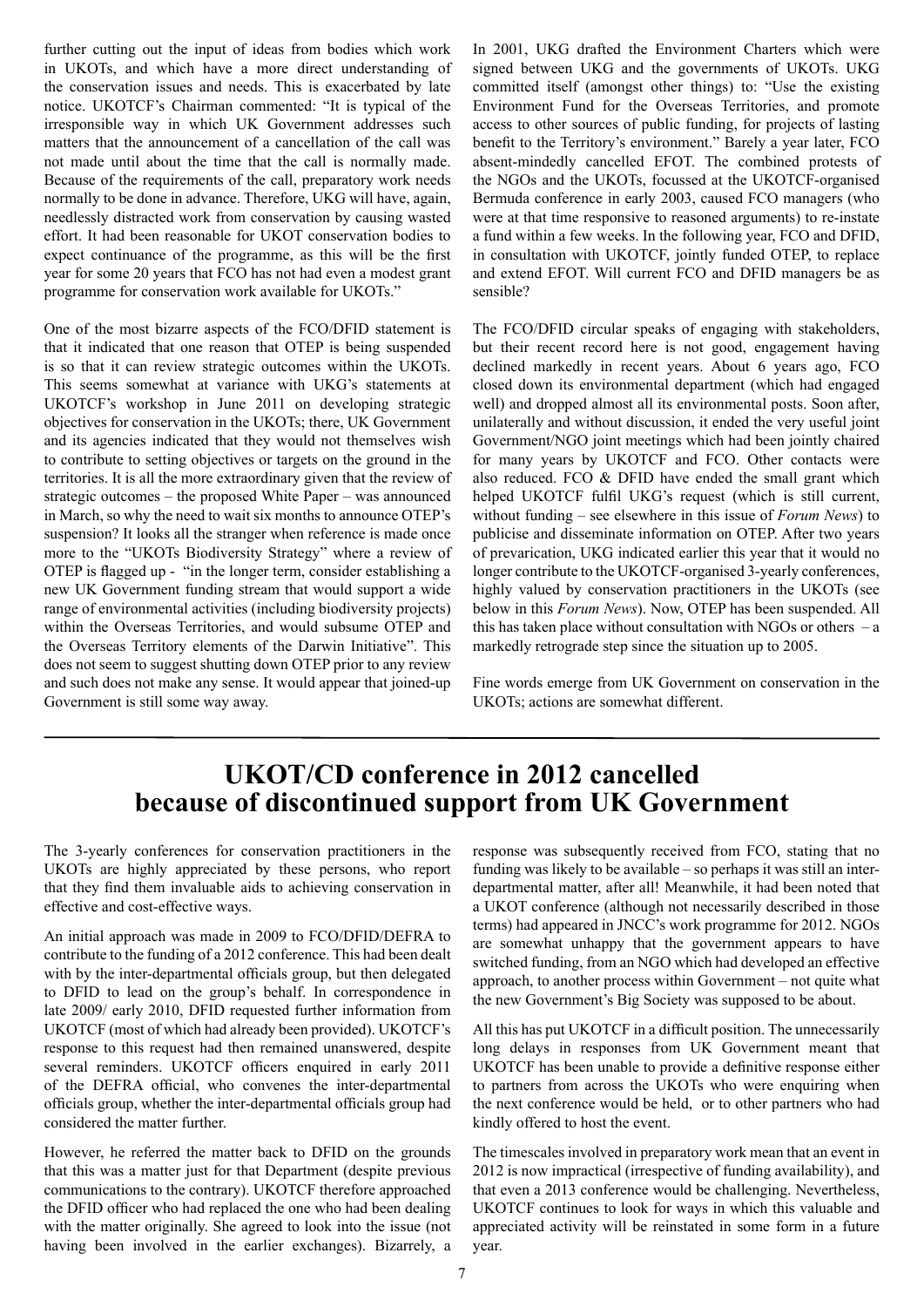further cutting out the input of ideas from bodies which work in UKOTs, and which have a more direct understanding of the conservation issues and needs. This is exacerbated by late notice. UKOTCF's Chairman commented: "It is typical of the irresponsible way in which UK Government addresses such matters that the announcement of a cancellation of the call was not made until about the time that the call is normally made. Because of the requirements of the call, preparatory work needs normally to be done in advance. Therefore, UKG will have, again, needlessly distracted work from conservation by causing wasted effort. It had been reasonable for UKOT conservation bodies to expect continuance of the programme, as this will be the first year for some 20 years that FCO has not had even a modest grant programme for conservation work available for UKOTs."

One of the most bizarre aspects of the FCO/DFID statement is that it indicated that one reason that OTEP is being suspended is so that it can review strategic outcomes within the UKOTs. This seems somewhat at variance with UKG's statements at UKOTCF's workshop in June 2011 on developing strategic objectives for conservation in the UKOTs; there, UK Government and its agencies indicated that they would not themselves wish to contribute to setting objectives or targets on the ground in the territories. It is all the more extraordinary given that the review of strategic outcomes – the proposed White Paper – was announced in March, so why the need to wait six months to announce OTEP's suspension? It looks all the stranger when reference is made once more to the "UKOTs Biodiversity Strategy" where a review of OTEP is flagged up - "in the longer term, consider establishing a new UK Government funding stream that would support a wide range of environmental activities (including biodiversity projects) within the Overseas Territories, and would subsume OTEP and the Overseas Territory elements of the Darwin Initiative". This does not seem to suggest shutting down OTEP prior to any review and such does not make any sense. It would appear that joined-up Government is still some way away.

In 2001, UKG drafted the Environment Charters which were signed between UKG and the governments of UKOTs. UKG committed itself (amongst other things) to: "Use the existing Environment Fund for the Overseas Territories, and promote access to other sources of public funding, for projects of lasting benefit to the Territory's environment." Barely a year later, FCO absent-mindedly cancelled EFOT. The combined protests of the NGOs and the UKOTs, focussed at the UKOTCF-organised Bermuda conference in early 2003, caused FCO managers (who were at that time responsive to reasoned arguments) to re-instate a fund within a few weeks. In the following year, FCO and DFID, in consultation with UKOTCF, jointly funded OTEP, to replace and extend EFOT. Will current FCO and DFID managers be as sensible?

The FCO/DFID circular speaks of engaging with stakeholders, but their recent record here is not good, engagement having declined markedly in recent years. About 6 years ago, FCO closed down its environmental department (which had engaged well) and dropped almost all its environmental posts. Soon after, unilaterally and without discussion, it ended the very useful joint Government/NGO joint meetings which had been jointly chaired for many years by UKOTCF and FCO. Other contacts were also reduced. FCO & DFID have ended the small grant which helped UKOTCF fulfil UKG's request (which is still current, without funding – see elsewhere in this issue of *Forum News*) to publicise and disseminate information on OTEP. After two years of prevarication, UKG indicated earlier this year that it would no longer contribute to the UKOTCF-organised 3-yearly conferences, highly valued by conservation practitioners in the UKOTs (see below in this *Forum News*). Now, OTEP has been suspended. All this has taken place without consultation with NGOs or others – a markedly retrograde step since the situation up to 2005.

Fine words emerge from UK Government on conservation in the UKOTs; actions are somewhat different.

# UKOT/CD conference in 2012 cancelled because of discontinued support from UK Government

The 3-yearly conferences for conservation practitioners in the UKOTs are highly appreciated by these persons, who report that they find them invaluable aids to achieving conservation in effective and cost-effective ways.

An initial approach was made in 2009 to FCO/DFID/DEFRA to contribute to the funding of a 2012 conference. This had been dealt with by the inter-departmental officials group, but then delegated to DFID to lead on the group's behalf. In correspondence in late 2009/ early 2010, DFID requested further information from UKOTCF (most of which had already been provided). UKOTCF's response to this request had then remained unanswered, despite several reminders. UKOTCF officers enquired in early 2011 of the DEFRA official, who convenes the inter-departmental officials group, whether the inter-departmental officials group had considered the matter further.

However, he referred the matter back to DFID on the grounds that this was a matter just for that Department (despite previous communications to the contrary). UKOTCF therefore approached the DFID officer who had replaced the one who had been dealing with the matter originally. She agreed to look into the issue (not having been involved in the earlier exchanges). Bizarrely, a response was subsequently received from FCO, stating that no funding was likely to be available – so perhaps it was still an inter-departmental matter, after all! Meanwhile, it had been noted that a UKOT conference (although not necessarily described in those terms) had appeared in JNCC's work programme for 2012. NGOs are somewhat unhappy that the government appears to have switched funding, from an NGO which had developed an effective approach, to another process within Government – not quite what the new Government's Big Society was supposed to be about.

All this has put UKOTCF in a difficult position. The unnecessarily long delays in responses from UK Government meant that UKOTCF has been unable to provide a definitive response either to partners from across the UKOTs who were enquiring when the next conference would be held, or to other partners who had kindly offered to host the event.

The timescales involved in preparatory work mean that an event in 2012 is now impractical (irrespective of funding availability), and that even a 2013 conference would be challenging. Nevertheless, UKOTCF continues to look for ways in which this valuable and appreciated activity will be reinstated in some form in a future year.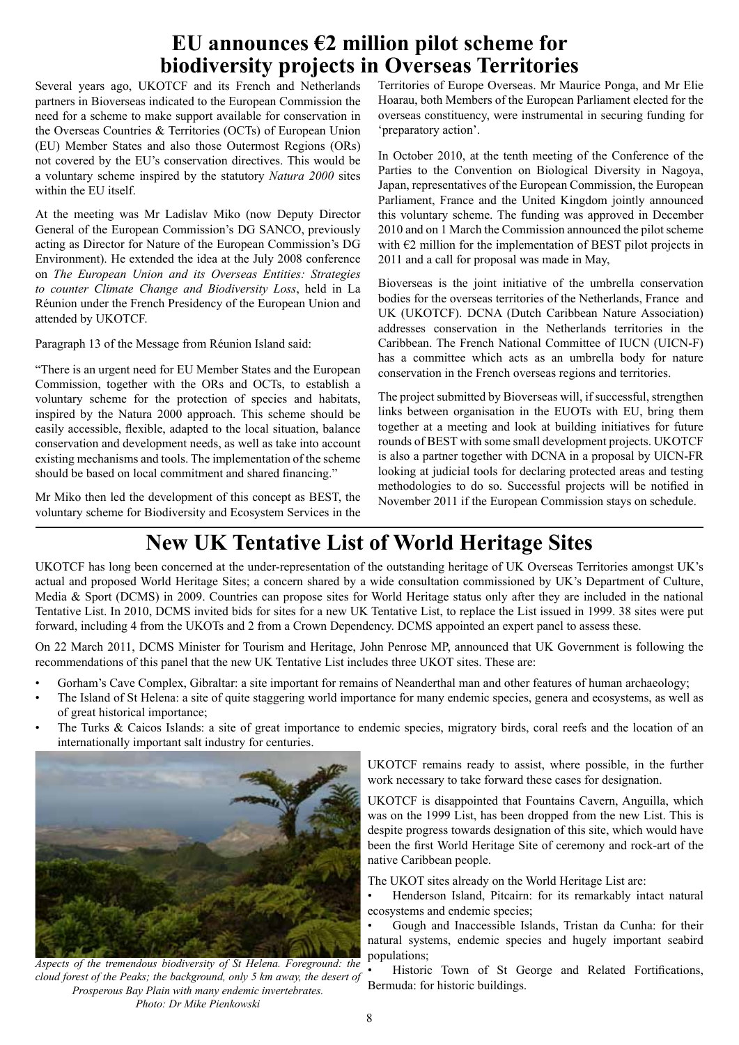# EU announces €2 million pilot scheme for biodiversity projects in Overseas Territories

Several years ago, UKOTCF and its French and Netherlands partners in Bioverseas indicated to the European Commission the need for a scheme to make support available for conservation in the Overseas Countries & Territories (OCTs) of European Union (EU) Member States and also those Outermost Regions (ORs) not covered by the EU's conservation directives. This would be a voluntary scheme inspired by the statutory *Natura 2000* sites within the EU itself.

At the meeting was Mr Ladislav Miko (now Deputy Director General of the European Commission's DG SANCO, previously acting as Director for Nature of the European Commission's DG Environment). He extended the idea at the July 2008 conference on *The European Union and its Overseas Entities: Strategies to counter Climate Change and Biodiversity Loss*, held in La Réunion under the French Presidency of the European Union and attended by UKOTCF.

Paragraph 13 of the Message from Réunion Island said:

"There is an urgent need for EU Member States and the European Commission, together with the ORs and OCTs, to establish a voluntary scheme for the protection of species and habitats, inspired by the Natura 2000 approach. This scheme should be easily accessible, flexible, adapted to the local situation, balance conservation and development needs, as well as take into account existing mechanisms and tools. The implementation of the scheme should be based on local commitment and shared financing."

Mr Miko then led the development of this concept as BEST, the voluntary scheme for Biodiversity and Ecosystem Services in the Territories of Europe Overseas. Mr Maurice Ponga, and Mr Elie Hoarau, both Members of the European Parliament elected for the overseas constituency, were instrumental in securing funding for 'preparatory action'.

In October 2010, at the tenth meeting of the Conference of the Parties to the Convention on Biological Diversity in Nagoya, Japan, representatives of the European Commission, the European Parliament, France and the United Kingdom jointly announced this voluntary scheme. The funding was approved in December 2010 and on 1 March the Commission announced the pilot scheme with €2 million for the implementation of BEST pilot projects in 2011 and a call for proposal was made in May,

Bioverseas is the joint initiative of the umbrella conservation bodies for the overseas territories of the Netherlands, France and UK (UKOTCF). DCNA (Dutch Caribbean Nature Association) addresses conservation in the Netherlands territories in the Caribbean. The French National Committee of IUCN (UICN-F) has a committee which acts as an umbrella body for nature conservation in the French overseas regions and territories.

The project submitted by Bioverseas will, if successful, strengthen links between organisation in the EUOTs with EU, bring them together at a meeting and look at building initiatives for future rounds of BEST with some small development projects. UKOTCF is also a partner together with DCNA in a proposal by UICN-FR looking at judicial tools for declaring protected areas and testing methodologies to do so. Successful projects will be notified in November 2011 if the European Commission stays on schedule.

# New UK Tentative List of World Heritage Sites

UKOTCF has long been concerned at the under-representation of the outstanding heritage of UK Overseas Territories amongst UK's actual and proposed World Heritage Sites; a concern shared by a wide consultation commissioned by UK's Department of Culture, Media & Sport (DCMS) in 2009. Countries can propose sites for World Heritage status only after they are included in the national Tentative List. In 2010, DCMS invited bids for sites for a new UK Tentative List, to replace the List issued in 1999. 38 sites were put forward, including 4 from the UKOTs and 2 from a Crown Dependency. DCMS appointed an expert panel to assess these.

On 22 March 2011, DCMS Minister for Tourism and Heritage, John Penrose MP, announced that UK Government is following the recommendations of this panel that the new UK Tentative List includes three UKOT sites. These are:

- Gorham's Cave Complex, Gibraltar: a site important for remains of Neanderthal man and other features of human archaeology;
- The Island of St Helena: a site of quite staggering world importance for many endemic species, genera and ecosystems, as well as of great historical importance;
- The Turks & Caicos Islands: a site of great importance to endemic species, migratory birds, coral reefs and the location of an internationally important salt industry for centuries.

*Aspects of the tremendous biodiversity of St Helena. Foreground: the cloud forest of the Peaks; the background, only 5 km away, the desert of Prosperous Bay Plain with many endemic invertebrates.*
*Photo: Dr Mike Pienkowski*

UKOTCF remains ready to assist, where possible, in the further work necessary to take forward these cases for designation.

UKOTCF is disappointed that Fountains Cavern, Anguilla, which was on the 1999 List, has been dropped from the new List. This is despite progress towards designation of this site, which would have been the first World Heritage Site of ceremony and rock-art of the native Caribbean people.

The UKOT sites already on the World Heritage List are:

- Henderson Island, Pitcairn: for its remarkably intact natural ecosystems and endemic species;
- Gough and Inaccessible Islands, Tristan da Cunha: for their natural systems, endemic species and hugely important seabird populations;
- Historic Town of St George and Related Fortifications, Bermuda: for historic buildings.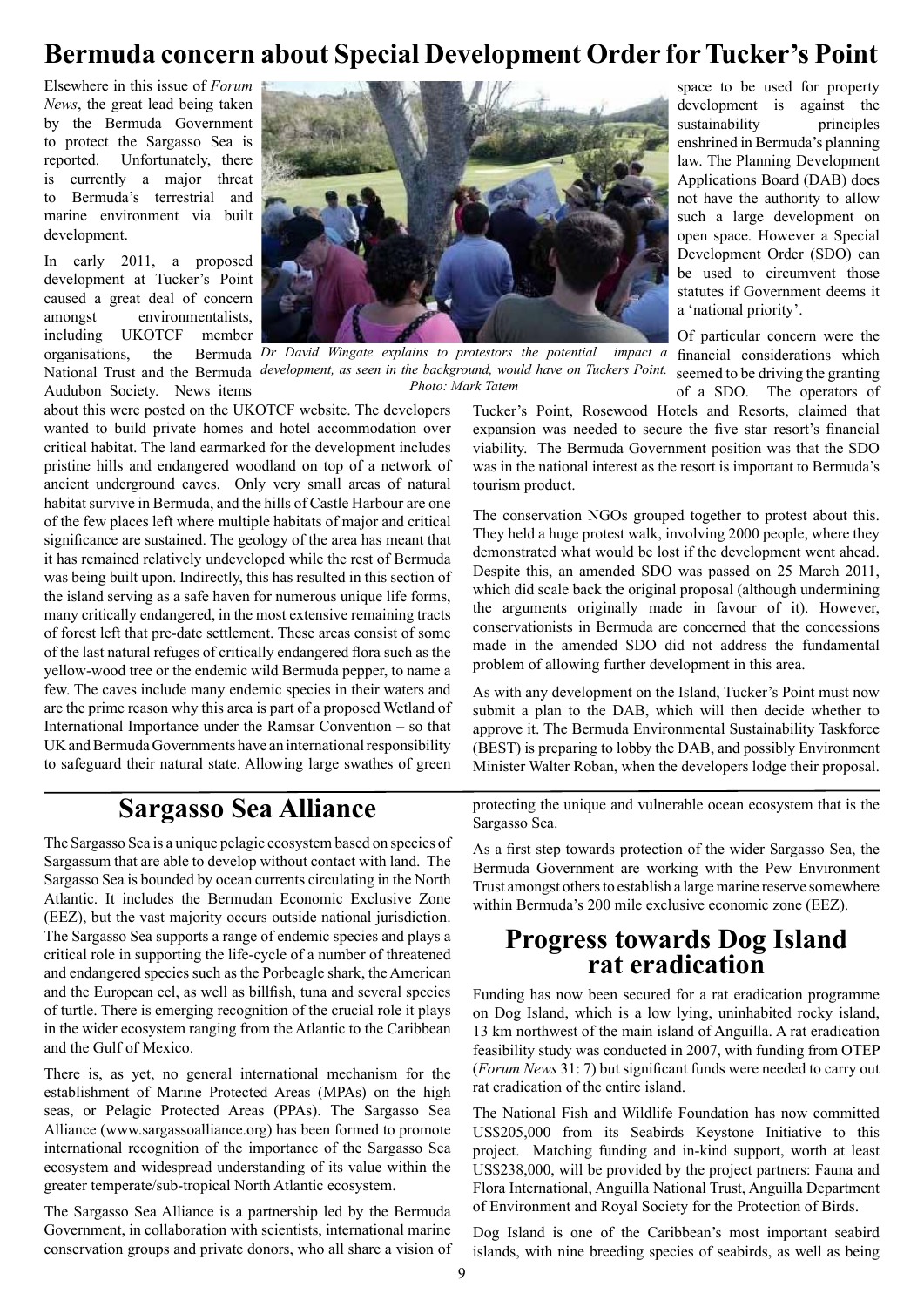# Bermuda concern about Special Development Order for Tucker's Point

Elsewhere in this issue of *Forum News*, the great lead being taken by the Bermuda Government to protect the Sargasso Sea is reported. Unfortunately, there is currently a major threat to Bermuda's terrestrial and marine environment via built development.

In early 2011, a proposed development at Tucker's Point caused a great deal of concern amongst environmentalists, including UKOTCF member organisations, the Bermuda National Trust and the Bermuda Audubon Society. News items about this were posted on the UKOTCF website. The developers wanted to build private homes and hotel accommodation over critical habitat. The land earmarked for the development includes pristine hills and endangered woodland on top of a network of ancient underground caves. Only very small areas of natural habitat survive in Bermuda, and the hills of Castle Harbour are one of the few places left where multiple habitats of major and critical significance are sustained. The geology of the area has meant that it has remained relatively undeveloped while the rest of Bermuda was being built upon. Indirectly, this has resulted in this section of the island serving as a safe haven for numerous unique life forms, many critically endangered, in the most extensive remaining tracts of forest left that pre-date settlement. These areas consist of some of the last natural refuges of critically endangered flora such as the yellow-wood tree or the endemic wild Bermuda pepper, to name a few. The caves include many endemic species in their waters and are the prime reason why this area is part of a proposed Wetland of International Importance under the Ramsar Convention – so that UK and Bermuda Governments have an international responsibility to safeguard their natural state. Allowing large swathes of green space to be used for property development is against the sustainability principles enshrined in Bermuda's planning law. The Planning Development Applications Board (DAB) does not have the authority to allow such a large development on open space. However a Special Development Order (SDO) can be used to circumvent those statutes if Government deems it a 'national priority'.

*Dr David Wingate explains to protestors the potential impact a development, as seen in the background, would have on Tuckers Point. Photo: Mark Tatem*

Of particular concern were the financial considerations which seemed to be driving the granting of a SDO. The operators of Tucker's Point, Rosewood Hotels and Resorts, claimed that expansion was needed to secure the five star resort's financial viability. The Bermuda Government position was that the SDO was in the national interest as the resort is important to Bermuda's tourism product.

The conservation NGOs grouped together to protest about this. They held a huge protest walk, involving 2000 people, where they demonstrated what would be lost if the development went ahead. Despite this, an amended SDO was passed on 25 March 2011, which did scale back the original proposal (although undermining the arguments originally made in favour of it). However, conservationists in Bermuda are concerned that the concessions made in the amended SDO did not address the fundamental problem of allowing further development in this area.

As with any development on the Island, Tucker's Point must now submit a plan to the DAB, which will then decide whether to approve it. The Bermuda Environmental Sustainability Taskforce (BEST) is preparing to lobby the DAB, and possibly Environment Minister Walter Roban, when the developers lodge their proposal.

# Sargasso Sea Alliance

The Sargasso Sea is a unique pelagic ecosystem based on species of Sargassum that are able to develop without contact with land. The Sargasso Sea is bounded by ocean currents circulating in the North Atlantic. It includes the Bermudan Economic Exclusive Zone (EEZ), but the vast majority occurs outside national jurisdiction. The Sargasso Sea supports a range of endemic species and plays a critical role in supporting the life-cycle of a number of threatened and endangered species such as the Porbeagle shark, the American and the European eel, as well as billfish, tuna and several species of turtle. There is emerging recognition of the crucial role it plays in the wider ecosystem ranging from the Atlantic to the Caribbean and the Gulf of Mexico.

There is, as yet, no general international mechanism for the establishment of Marine Protected Areas (MPAs) on the high seas, or Pelagic Protected Areas (PPAs). The Sargasso Sea Alliance (www.sargassoalliance.org) has been formed to promote international recognition of the importance of the Sargasso Sea ecosystem and widespread understanding of its value within the greater temperate/sub-tropical North Atlantic ecosystem.

The Sargasso Sea Alliance is a partnership led by the Bermuda Government, in collaboration with scientists, international marine conservation groups and private donors, who all share a vision of protecting the unique and vulnerable ocean ecosystem that is the Sargasso Sea.

As a first step towards protection of the wider Sargasso Sea, the Bermuda Government are working with the Pew Environment Trust amongst others to establish a large marine reserve somewhere within Bermuda's 200 mile exclusive economic zone (EEZ).

# Progress towards Dog Island rat eradication

Funding has now been secured for a rat eradication programme on Dog Island, which is a low lying, uninhabited rocky island, 13 km northwest of the main island of Anguilla. A rat eradication feasibility study was conducted in 2007, with funding from OTEP (*Forum News* 31: 7) but significant funds were needed to carry out rat eradication of the entire island.

The National Fish and Wildlife Foundation has now committed US$205,000 from its Seabirds Keystone Initiative to this project. Matching funding and in-kind support, worth at least US$238,000, will be provided by the project partners: Fauna and Flora International, Anguilla National Trust, Anguilla Department of Environment and Royal Society for the Protection of Birds.

Dog Island is one of the Caribbean's most important seabird islands, with nine breeding species of seabirds, as well as being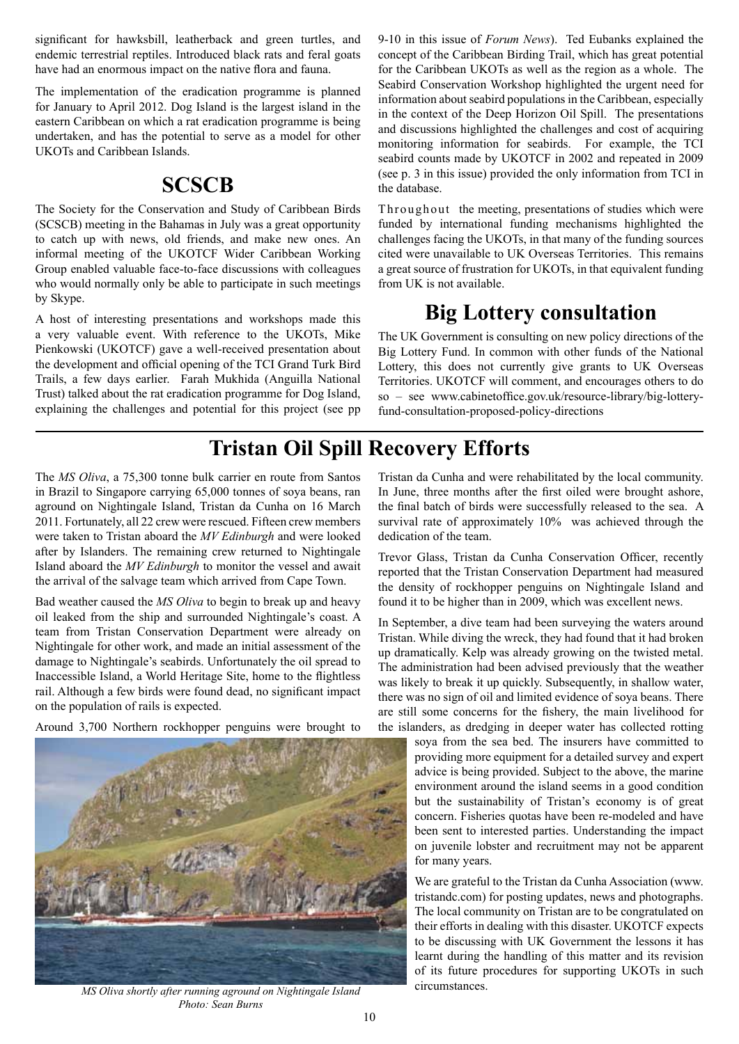significant for hawksbill, leatherback and green turtles, and endemic terrestrial reptiles. Introduced black rats and feral goats have had an enormous impact on the native flora and fauna.

The implementation of the eradication programme is planned for January to April 2012. Dog Island is the largest island in the eastern Caribbean on which a rat eradication programme is being undertaken, and has the potential to serve as a model for other UKOTs and Caribbean Islands.

## SCSCB

The Society for the Conservation and Study of Caribbean Birds (SCSCB) meeting in the Bahamas in July was a great opportunity to catch up with news, old friends, and make new ones. An informal meeting of the UKOTCF Wider Caribbean Working Group enabled valuable face-to-face discussions with colleagues who would normally only be able to participate in such meetings by Skype.

A host of interesting presentations and workshops made this a very valuable event. With reference to the UKOTs, Mike Pienkowski (UKOTCF) gave a well-received presentation about the development and official opening of the TCI Grand Turk Bird Trails, a few days earlier. Farah Mukhida (Anguilla National Trust) talked about the rat eradication programme for Dog Island, explaining the challenges and potential for this project (see pp 9-10 in this issue of *Forum News*). Ted Eubanks explained the concept of the Caribbean Birding Trail, which has great potential for the Caribbean UKOTs as well as the region as a whole. The Seabird Conservation Workshop highlighted the urgent need for information about seabird populations in the Caribbean, especially in the context of the Deep Horizon Oil Spill. The presentations and discussions highlighted the challenges and cost of acquiring monitoring information for seabirds. For example, the TCI seabird counts made by UKOTCF in 2002 and repeated in 2009 (see p. 3 in this issue) provided the only information from TCI in the database.

Throughout the meeting, presentations of studies which were funded by international funding mechanisms highlighted the challenges facing the UKOTs, in that many of the funding sources cited were unavailable to UK Overseas Territories. This remains a great source of frustration for UKOTs, in that equivalent funding from UK is not available.

## Big Lottery consultation

The UK Government is consulting on new policy directions of the Big Lottery Fund. In common with other funds of the National Lottery, this does not currently give grants to UK Overseas Territories. UKOTCF will comment, and encourages others to do so – see www.cabinetoffice.gov.uk/resource-library/big-lottery-fund-consultation-proposed-policy-directions

# Tristan Oil Spill Recovery Efforts

The *MS Oliva*, a 75,300 tonne bulk carrier en route from Santos in Brazil to Singapore carrying 65,000 tonnes of soya beans, ran aground on Nightingale Island, Tristan da Cunha on 16 March 2011. Fortunately, all 22 crew were rescued. Fifteen crew members were taken to Tristan aboard the *MV Edinburgh* and were looked after by Islanders. The remaining crew returned to Nightingale Island aboard the *MV Edinburgh* to monitor the vessel and await the arrival of the salvage team which arrived from Cape Town.

Bad weather caused the *MS Oliva* to begin to break up and heavy oil leaked from the ship and surrounded Nightingale's coast. A team from Tristan Conservation Department were already on Nightingale for other work, and made an initial assessment of the damage to Nightingale's seabirds. Unfortunately the oil spread to Inaccessible Island, a World Heritage Site, home to the flightless rail. Although a few birds were found dead, no significant impact on the population of rails is expected.

Around 3,700 Northern rockhopper penguins were brought to Tristan da Cunha and were rehabilitated by the local community. In June, three months after the first oiled were brought ashore, the final batch of birds were successfully released to the sea. A survival rate of approximately 10% was achieved through the dedication of the team.

*MS Oliva shortly after running aground on Nightingale Island*
*Photo: Sean Burns*

Trevor Glass, Tristan da Cunha Conservation Officer, recently reported that the Tristan Conservation Department had measured the density of rockhopper penguins on Nightingale Island and found it to be higher than in 2009, which was excellent news.

In September, a dive team had been surveying the waters around Tristan. While diving the wreck, they had found that it had broken up dramatically. Kelp was already growing on the twisted metal. The administration had been advised previously that the weather was likely to break it up quickly. Subsequently, in shallow water, there was no sign of oil and limited evidence of soya beans. There are still some concerns for the fishery, the main livelihood for the islanders, as dredging in deeper water has collected rotting soya from the sea bed. The insurers have committed to providing more equipment for a detailed survey and expert advice is being provided. Subject to the above, the marine environment around the island seems in a good condition but the sustainability of Tristan's economy is of great concern. Fisheries quotas have been re-modeled and have been sent to interested parties. Understanding the impact on juvenile lobster and recruitment may not be apparent for many years.

We are grateful to the Tristan da Cunha Association (www.tristandc.com) for posting updates, news and photographs. The local community on Tristan are to be congratulated on their efforts in dealing with this disaster. UKOTCF expects to be discussing with UK Government the lessons it has learnt during the handling of this matter and its revision of its future procedures for supporting UKOTs in such circumstances.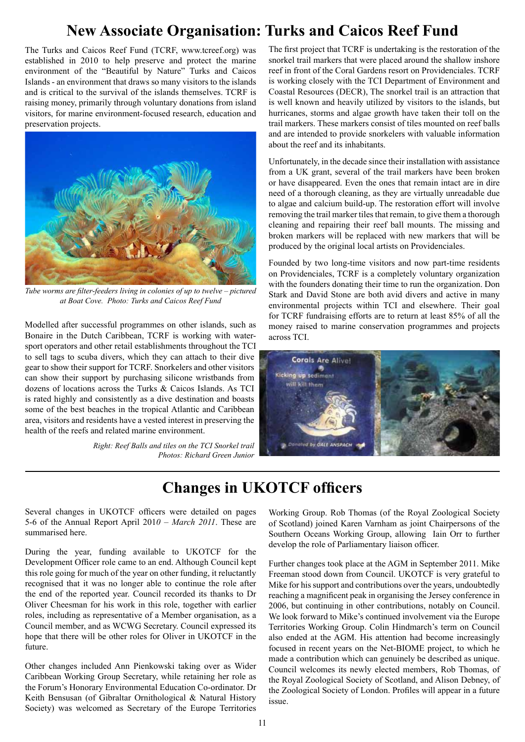# New Associate Organisation: Turks and Caicos Reef Fund

The Turks and Caicos Reef Fund (TCRF, www.tcreef.org) was established in 2010 to help preserve and protect the marine environment of the "Beautiful by Nature" Turks and Caicos Islands - an environment that draws so many visitors to the islands and is critical to the survival of the islands themselves. TCRF is raising money, primarily through voluntary donations from island visitors, for marine environment-focused research, education and preservation projects.

*Tube worms are filter-feeders living in colonies of up to twelve – pictured at Boat Cove. Photo: Turks and Caicos Reef Fund*

Modelled after successful programmes on other islands, such as Bonaire in the Dutch Caribbean, TCRF is working with water-sport operators and other retail establishments throughout the TCI to sell tags to scuba divers, which they can attach to their dive gear to show their support for TCRF. Snorkelers and other visitors can show their support by purchasing silicone wristbands from dozens of locations across the Turks & Caicos Islands. As TCI is rated highly and consistently as a dive destination and boasts some of the best beaches in the tropical Atlantic and Caribbean area, visitors and residents have a vested interest in preserving the health of the reefs and related marine environment.

*Right: Reef Balls and tiles on the TCI Snorkel trail Photos: Richard Green Junior*

The first project that TCRF is undertaking is the restoration of the snorkel trail markers that were placed around the shallow inshore reef in front of the Coral Gardens resort on Providenciales. TCRF is working closely with the TCI Department of Environment and Coastal Resources (DECR), The snorkel trail is an attraction that is well known and heavily utilized by visitors to the islands, but hurricanes, storms and algae growth have taken their toll on the trail markers. These markers consist of tiles mounted on reef balls and are intended to provide snorkelers with valuable information about the reef and its inhabitants.

Unfortunately, in the decade since their installation with assistance from a UK grant, several of the trail markers have been broken or have disappeared. Even the ones that remain intact are in dire need of a thorough cleaning, as they are virtually unreadable due to algae and calcium build-up. The restoration effort will involve removing the trail marker tiles that remain, to give them a thorough cleaning and repairing their reef ball mounts. The missing and broken markers will be replaced with new markers that will be produced by the original local artists on Providenciales.

Founded by two long-time visitors and now part-time residents on Providenciales, TCRF is a completely voluntary organization with the founders donating their time to run the organization. Don Stark and David Stone are both avid divers and active in many environmental projects within TCI and elsewhere. Their goal for TCRF fundraising efforts are to return at least 85% of all the money raised to marine conservation programmes and projects across TCI.

# Changes in UKOTCF officers

Several changes in UKOTCF officers were detailed on pages 5-6 of the Annual Report April 201*0 – March 2011*. These are summarised here.

During the year, funding available to UKOTCF for the Development Officer role came to an end. Although Council kept this role going for much of the year on other funding, it reluctantly recognised that it was no longer able to continue the role after the end of the reported year. Council recorded its thanks to Dr Oliver Cheesman for his work in this role, together with earlier roles, including as representative of a Member organisation, as a Council member, and as WCWG Secretary. Council expressed its hope that there will be other roles for Oliver in UKOTCF in the future.

Other changes included Ann Pienkowski taking over as Wider Caribbean Working Group Secretary, while retaining her role as the Forum's Honorary Environmental Education Co-ordinator. Dr Keith Bensusan (of Gibraltar Ornithological & Natural History Society) was welcomed as Secretary of the Europe Territories Working Group. Rob Thomas (of the Royal Zoological Society of Scotland) joined Karen Varnham as joint Chairpersons of the Southern Oceans Working Group, allowing Iain Orr to further develop the role of Parliamentary liaison officer.

Further changes took place at the AGM in September 2011. Mike Freeman stood down from Council. UKOTCF is very grateful to Mike for his support and contributions over the years, undoubtedly reaching a magnificent peak in organising the Jersey conference in 2006, but continuing in other contributions, notably on Council. We look forward to Mike's continued involvement via the Europe Territories Working Group. Colin Hindmarch's term on Council also ended at the AGM. His attention had become increasingly focused in recent years on the Net-BIOME project, to which he made a contribution which can genuinely be described as unique. Council welcomes its newly elected members, Rob Thomas, of the Royal Zoological Society of Scotland, and Alison Debney, of the Zoological Society of London. Profiles will appear in a future issue.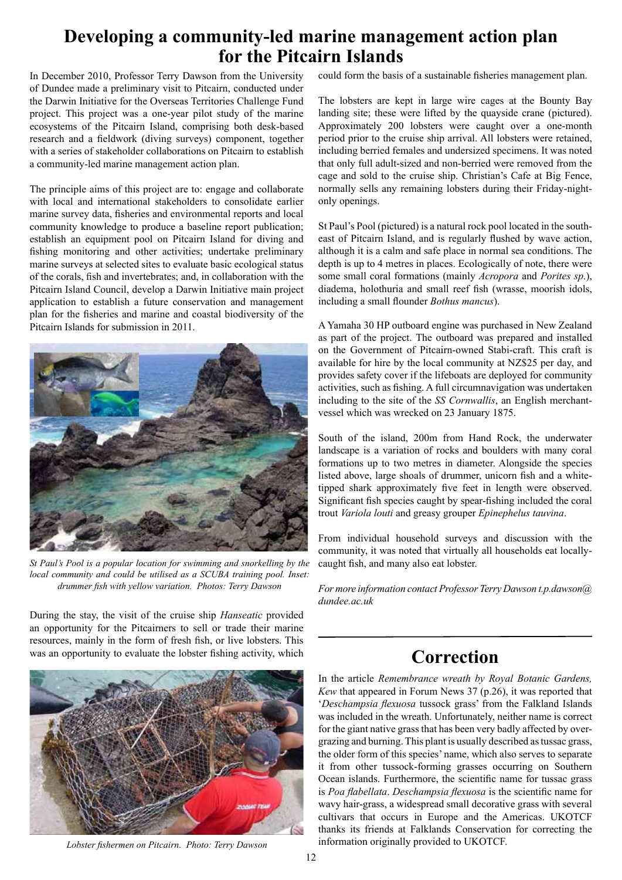# Developing a community-led marine management action plan for the Pitcairn Islands

In December 2010, Professor Terry Dawson from the University of Dundee made a preliminary visit to Pitcairn, conducted under the Darwin Initiative for the Overseas Territories Challenge Fund project. This project was a one-year pilot study of the marine ecosystems of the Pitcairn Island, comprising both desk-based research and a fieldwork (diving surveys) component, together with a series of stakeholder collaborations on Pitcairn to establish a community-led marine management action plan.

The principle aims of this project are to: engage and collaborate with local and international stakeholders to consolidate earlier marine survey data, fisheries and environmental reports and local community knowledge to produce a baseline report publication; establish an equipment pool on Pitcairn Island for diving and fishing monitoring and other activities; undertake preliminary marine surveys at selected sites to evaluate basic ecological status of the corals, fish and invertebrates; and, in collaboration with the Pitcairn Island Council, develop a Darwin Initiative main project application to establish a future conservation and management plan for the fisheries and marine and coastal biodiversity of the Pitcairn Islands for submission in 2011.

*St Paul's Pool is a popular location for swimming and snorkelling by the local community and could be utilised as a SCUBA training pool. Inset: drummer fish with yellow variation. Photos: Terry Dawson*

During the stay, the visit of the cruise ship *Hanseatic* provided an opportunity for the Pitcairners to sell or trade their marine resources, mainly in the form of fresh fish, or live lobsters. This was an opportunity to evaluate the lobster fishing activity, which could form the basis of a sustainable fisheries management plan.

*Lobster fishermen on Pitcairn. Photo: Terry Dawson*

The lobsters are kept in large wire cages at the Bounty Bay landing site; these were lifted by the quayside crane (pictured). Approximately 200 lobsters were caught over a one-month period prior to the cruise ship arrival. All lobsters were retained, including berried females and undersized specimens. It was noted that only full adult-sized and non-berried were removed from the cage and sold to the cruise ship. Christian's Cafe at Big Fence, normally sells any remaining lobsters during their Friday-night-only openings.

St Paul's Pool (pictured) is a natural rock pool located in the south-east of Pitcairn Island, and is regularly flushed by wave action, although it is a calm and safe place in normal sea conditions. The depth is up to 4 metres in places. Ecologically of note, there were some small coral formations (mainly *Acropora* and *Porites sp*.), diadema, holothuria and small reef fish (wrasse, moorish idols, including a small flounder *Bothus mancus*).

A Yamaha 30 HP outboard engine was purchased in New Zealand as part of the project. The outboard was prepared and installed on the Government of Pitcairn-owned Stabi-craft. This craft is available for hire by the local community at NZ$25 per day, and provides safety cover if the lifeboats are deployed for community activities, such as fishing. A full circumnavigation was undertaken including to the site of the *SS Cornwallis*, an English merchant-vessel which was wrecked on 23 January 1875.

South of the island, 200m from Hand Rock, the underwater landscape is a variation of rocks and boulders with many coral formations up to two metres in diameter. Alongside the species listed above, large shoals of drummer, unicorn fish and a white-tipped shark approximately five feet in length were observed. Significant fish species caught by spear-fishing included the coral trout *Variola louti* and greasy grouper *Epinephelus tauvina*.

From individual household surveys and discussion with the community, it was noted that virtually all households eat locally-caught fish, and many also eat lobster.

*For more information contact Professor Terry Dawson t.p.dawson@dundee.ac.uk*

# Correction

In the article *Remembrance wreath by Royal Botanic Gardens, Kew* that appeared in Forum News 37 (p.26), it was reported that '*Deschampsia flexuosa* tussock grass' from the Falkland Islands was included in the wreath. Unfortunately, neither name is correct for the giant native grass that has been very badly affected by over-grazing and burning. This plant is usually described as tussac grass, the older form of this species' name, which also serves to separate it from other tussock-forming grasses occurring on Southern Ocean islands. Furthermore, the scientific name for tussac grass is *Poa flabellata*. *Deschampsia flexuosa* is the scientific name for wavy hair-grass, a widespread small decorative grass with several cultivars that occurs in Europe and the Americas. UKOTCF thanks its friends at Falklands Conservation for correcting the information originally provided to UKOTCF.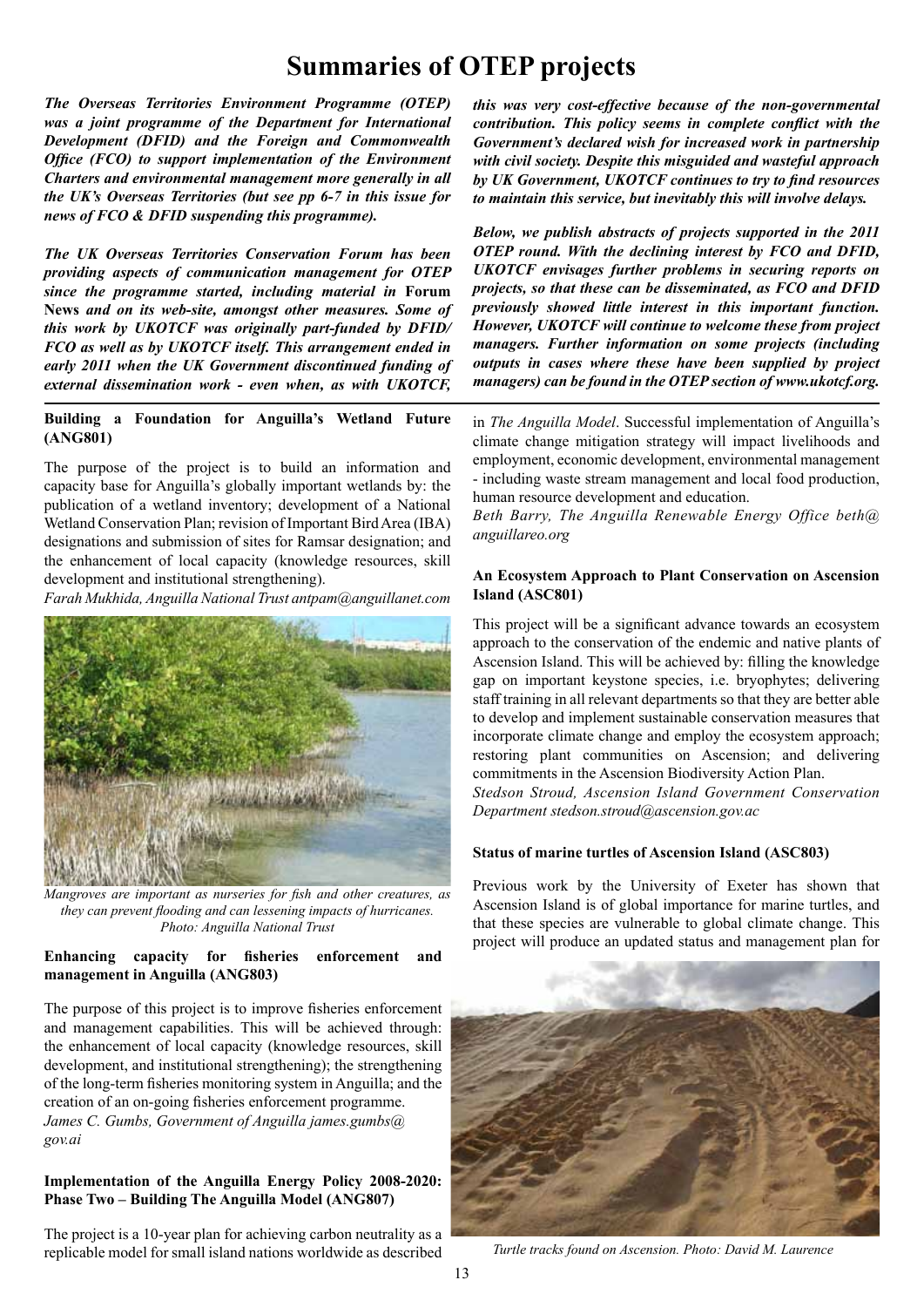# Summaries of OTEP projects

*The Overseas Territories Environment Programme (OTEP) was a joint programme of the Department for International Development (DFID) and the Foreign and Commonwealth Office (FCO) to support implementation of the Environment Charters and environmental management more generally in all the UK's Overseas Territories (but see pp 6-7 in this issue for news of FCO & DFID suspending this programme).*

*The UK Overseas Territories Conservation Forum has been providing aspects of communication management for OTEP since the programme started, including material in* **Forum News** *and on its web-site, amongst other measures. Some of this work by UKOTCF was originally part-funded by DFID/FCO as well as by UKOTCF itself. This arrangement ended in early 2011 when the UK Government discontinued funding of external dissemination work - even when, as with UKOTCF, this was very cost-effective because of the non-governmental contribution. This policy seems in complete conflict with the Government's declared wish for increased work in partnership with civil society. Despite this misguided and wasteful approach by UK Government, UKOTCF continues to try to find resources to maintain this service, but inevitably this will involve delays.*

*Below, we publish abstracts of projects supported in the 2011 OTEP round. With the declining interest by FCO and DFID, UKOTCF envisages further problems in securing reports on projects, so that these can be disseminated, as FCO and DFID previously showed little interest in this important function. However, UKOTCF will continue to welcome these from project managers. Further information on some projects (including outputs in cases where these have been supplied by project managers) can be found in the OTEP section of www.ukotcf.org.*

**Building a Foundation for Anguilla's Wetland Future (ANG801)**

The purpose of the project is to build an information and capacity base for Anguilla's globally important wetlands by: the publication of a wetland inventory; development of a National Wetland Conservation Plan; revision of Important Bird Area (IBA) designations and submission of sites for Ramsar designation; and the enhancement of local capacity (knowledge resources, skill development and institutional strengthening).

*Farah Mukhida, Anguilla National Trust antpam@anguillanet.com*

*Mangroves are important as nurseries for fish and other creatures, as they can prevent flooding and can lessening impacts of hurricanes. Photo: Anguilla National Trust*

**Enhancing capacity for fisheries enforcement and management in Anguilla (ANG803)**

The purpose of this project is to improve fisheries enforcement and management capabilities. This will be achieved through: the enhancement of local capacity (knowledge resources, skill development, and institutional strengthening); the strengthening of the long-term fisheries monitoring system in Anguilla; and the creation of an on-going fisheries enforcement programme.

*James C. Gumbs, Government of Anguilla james.gumbs@gov.ai*

**Implementation of the Anguilla Energy Policy 2008-2020: Phase Two – Building The Anguilla Model (ANG807)**

The project is a 10-year plan for achieving carbon neutrality as a replicable model for small island nations worldwide as described in *The Anguilla Model*. Successful implementation of Anguilla's climate change mitigation strategy will impact livelihoods and employment, economic development, environmental management - including waste stream management and local food production, human resource development and education.

*Beth Barry, The Anguilla Renewable Energy Office beth@anguillareo.org*

**An Ecosystem Approach to Plant Conservation on Ascension Island (ASC801)**

This project will be a significant advance towards an ecosystem approach to the conservation of the endemic and native plants of Ascension Island. This will be achieved by: filling the knowledge gap on important keystone species, i.e. bryophytes; delivering staff training in all relevant departments so that they are better able to develop and implement sustainable conservation measures that incorporate climate change and employ the ecosystem approach; restoring plant communities on Ascension; and delivering commitments in the Ascension Biodiversity Action Plan.

*Stedson Stroud, Ascension Island Government Conservation Department stedson.stroud@ascension.gov.ac*

**Status of marine turtles of Ascension Island (ASC803)**

Previous work by the University of Exeter has shown that Ascension Island is of global importance for marine turtles, and that these species are vulnerable to global climate change. This project will produce an updated status and management plan for

*Turtle tracks found on Ascension. Photo: David M. Laurence*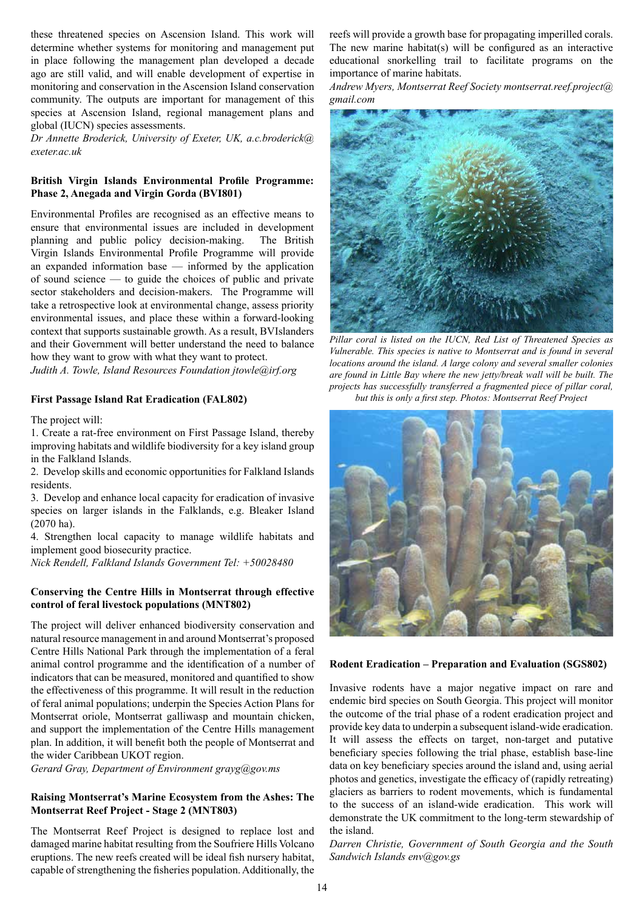these threatened species on Ascension Island. This work will determine whether systems for monitoring and management put in place following the management plan developed a decade ago are still valid, and will enable development of expertise in monitoring and conservation in the Ascension Island conservation community. The outputs are important for management of this species at Ascension Island, regional management plans and global (IUCN) species assessments.

*Dr Annette Broderick, University of Exeter, UK, a.c.broderick@exeter.ac.uk*

**British Virgin Islands Environmental Profile Programme: Phase 2, Anegada and Virgin Gorda (BVI801)**

Environmental Profiles are recognised as an effective means to ensure that environmental issues are included in development planning and public policy decision-making. The British Virgin Islands Environmental Profile Programme will provide an expanded information base — informed by the application of sound science — to guide the choices of public and private sector stakeholders and decision-makers. The Programme will take a retrospective look at environmental change, assess priority environmental issues, and place these within a forward-looking context that supports sustainable growth. As a result, BVIslanders and their Government will better understand the need to balance how they want to grow with what they want to protect.

*Judith A. Towle, Island Resources Foundation jtowle@irf.org*

**First Passage Island Rat Eradication (FAL802)**

The project will:

1. Create a rat-free environment on First Passage Island, thereby improving habitats and wildlife biodiversity for a key island group in the Falkland Islands.
2. Develop skills and economic opportunities for Falkland Islands residents.
3. Develop and enhance local capacity for eradication of invasive species on larger islands in the Falklands, e.g. Bleaker Island (2070 ha).
4. Strengthen local capacity to manage wildlife habitats and implement good biosecurity practice.

*Nick Rendell, Falkland Islands Government Tel: +50028480*

**Conserving the Centre Hills in Montserrat through effective control of feral livestock populations (MNT802)**

The project will deliver enhanced biodiversity conservation and natural resource management in and around Montserrat's proposed Centre Hills National Park through the implementation of a feral animal control programme and the identification of a number of indicators that can be measured, monitored and quantified to show the effectiveness of this programme. It will result in the reduction of feral animal populations; underpin the Species Action Plans for Montserrat oriole, Montserrat galliwasp and mountain chicken, and support the implementation of the Centre Hills management plan. In addition, it will benefit both the people of Montserrat and the wider Caribbean UKOT region.

*Gerard Gray, Department of Environment grayg@gov.ms*

**Raising Montserrat's Marine Ecosystem from the Ashes: The Montserrat Reef Project - Stage 2 (MNT803)**

The Montserrat Reef Project is designed to replace lost and damaged marine habitat resulting from the Soufriere Hills Volcano eruptions. The new reefs created will be ideal fish nursery habitat, capable of strengthening the fisheries population. Additionally, the reefs will provide a growth base for propagating imperilled corals. The new marine habitat(s) will be configured as an interactive educational snorkelling trail to facilitate programs on the importance of marine habitats.

*Andrew Myers, Montserrat Reef Society montserrat.reef.project@gmail.com*

*Pillar coral is listed on the IUCN, Red List of Threatened Species as Vulnerable. This species is native to Montserrat and is found in several locations around the island. A large colony and several smaller colonies are found in Little Bay where the new jetty/break wall will be built. The projects has successfully transferred a fragmented piece of pillar coral, but this is only a first step. Photos: Montserrat Reef Project*

**Rodent Eradication – Preparation and Evaluation (SGS802)**

Invasive rodents have a major negative impact on rare and endemic bird species on South Georgia. This project will monitor the outcome of the trial phase of a rodent eradication project and provide key data to underpin a subsequent island-wide eradication. It will assess the effects on target, non-target and putative beneficiary species following the trial phase, establish base-line data on key beneficiary species around the island and, using aerial photos and genetics, investigate the efficacy of (rapidly retreating) glaciers as barriers to rodent movements, which is fundamental to the success of an island-wide eradication. This work will demonstrate the UK commitment to the long-term stewardship of the island.

*Darren Christie, Government of South Georgia and the South Sandwich Islands env@gov.gs*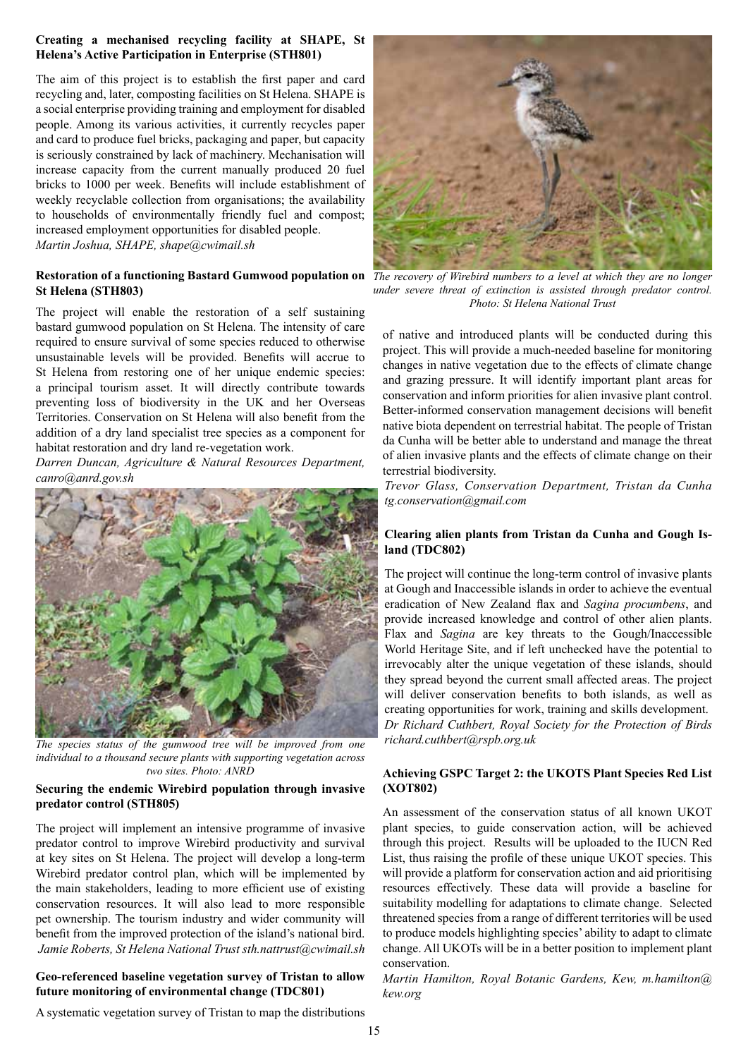### Creating a mechanised recycling facility at SHAPE, St Helena's Active Participation in Enterprise (STH801)

The aim of this project is to establish the first paper and card recycling and, later, composting facilities on St Helena. SHAPE is a social enterprise providing training and employment for disabled people. Among its various activities, it currently recycles paper and card to produce fuel bricks, packaging and paper, but capacity is seriously constrained by lack of machinery. Mechanisation will increase capacity from the current manually produced 20 fuel bricks to 1000 per week. Benefits will include establishment of weekly recyclable collection from organisations; the availability to households of environmentally friendly fuel and compost; increased employment opportunities for disabled people.
*Martin Joshua, SHAPE, shape@cwimail.sh*

### Restoration of a functioning Bastard Gumwood population on St Helena (STH803)

The project will enable the restoration of a self sustaining bastard gumwood population on St Helena. The intensity of care required to ensure survival of some species reduced to otherwise unsustainable levels will be provided. Benefits will accrue to St Helena from restoring one of her unique endemic species: a principal tourism asset. It will directly contribute towards preventing loss of biodiversity in the UK and her Overseas Territories. Conservation on St Helena will also benefit from the addition of a dry land specialist tree species as a component for habitat restoration and dry land re-vegetation work.
*Darren Duncan, Agriculture & Natural Resources Department, canro@anrd.gov.sh*

*The species status of the gumwood tree will be improved from one individual to a thousand secure plants with supporting vegetation across two sites. Photo: ANRD*

### Securing the endemic Wirebird population through invasive predator control (STH805)

The project will implement an intensive programme of invasive predator control to improve Wirebird productivity and survival at key sites on St Helena. The project will develop a long-term Wirebird predator control plan, which will be implemented by the main stakeholders, leading to more efficient use of existing conservation resources. It will also lead to more responsible pet ownership. The tourism industry and wider community will benefit from the improved protection of the island's national bird.
*Jamie Roberts, St Helena National Trust sth.nattrust@cwimail.sh*

*The recovery of Wirebird numbers to a level at which they are no longer under severe threat of extinction is assisted through predator control. Photo: St Helena National Trust*

### Geo-referenced baseline vegetation survey of Tristan to allow future monitoring of environmental change (TDC801)

A systematic vegetation survey of Tristan to map the distributions of native and introduced plants will be conducted during this project. This will provide a much-needed baseline for monitoring changes in native vegetation due to the effects of climate change and grazing pressure. It will identify important plant areas for conservation and inform priorities for alien invasive plant control. Better-informed conservation management decisions will benefit native biota dependent on terrestrial habitat. The people of Tristan da Cunha will be better able to understand and manage the threat of alien invasive plants and the effects of climate change on their terrestrial biodiversity.
*Trevor Glass, Conservation Department, Tristan da Cunha tg.conservation@gmail.com*

### Clearing alien plants from Tristan da Cunha and Gough Island (TDC802)

The project will continue the long-term control of invasive plants at Gough and Inaccessible islands in order to achieve the eventual eradication of New Zealand flax and *Sagina procumbens*, and provide increased knowledge and control of other alien plants. Flax and *Sagina* are key threats to the Gough/Inaccessible World Heritage Site, and if left unchecked have the potential to irrevocably alter the unique vegetation of these islands, should they spread beyond the current small affected areas. The project will deliver conservation benefits to both islands, as well as creating opportunities for work, training and skills development.
*Dr Richard Cuthbert, Royal Society for the Protection of Birds richard.cuthbert@rspb.org.uk*

### Achieving GSPC Target 2: the UKOTS Plant Species Red List (XOT802)

An assessment of the conservation status of all known UKOT plant species, to guide conservation action, will be achieved through this project. Results will be uploaded to the IUCN Red List, thus raising the profile of these unique UKOT species. This will provide a platform for conservation action and aid prioritising resources effectively. These data will provide a baseline for suitability modelling for adaptations to climate change. Selected threatened species from a range of different territories will be used to produce models highlighting species' ability to adapt to climate change. All UKOTs will be in a better position to implement plant conservation.
*Martin Hamilton, Royal Botanic Gardens, Kew, m.hamilton@kew.org*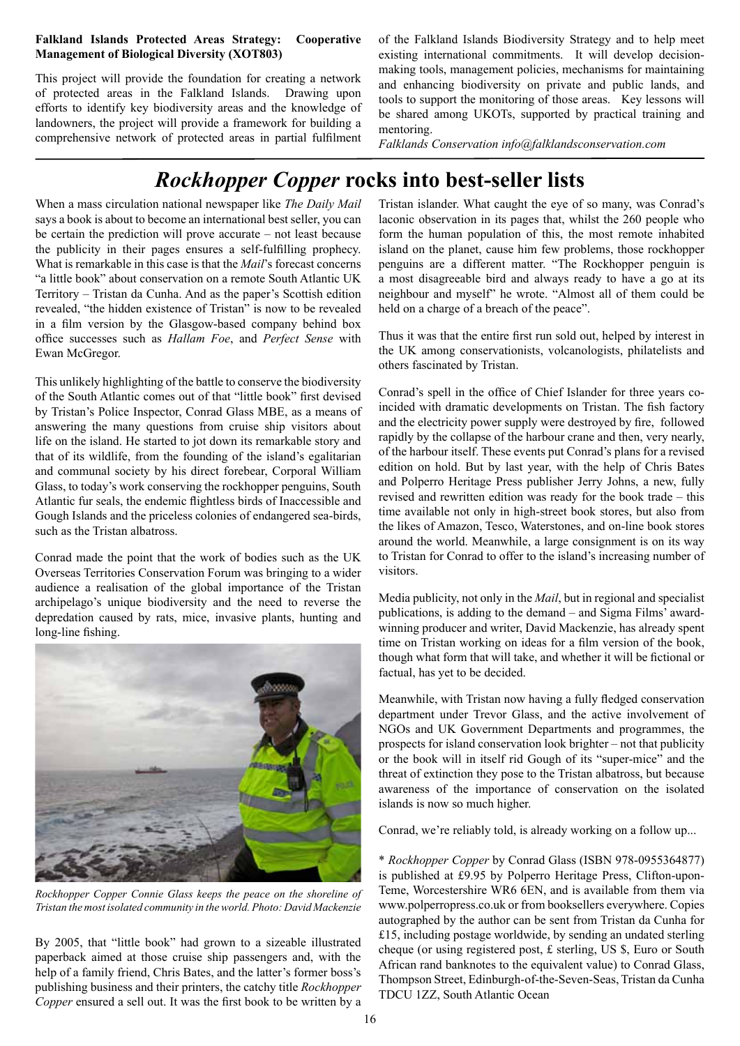**Falkland Islands Protected Areas Strategy: Cooperative Management of Biological Diversity (XOT803)**

This project will provide the foundation for creating a network of protected areas in the Falkland Islands. Drawing upon efforts to identify key biodiversity areas and the knowledge of landowners, the project will provide a framework for building a comprehensive network of protected areas in partial fulfilment of the Falkland Islands Biodiversity Strategy and to help meet existing international commitments. It will develop decision-making tools, management policies, mechanisms for maintaining and enhancing biodiversity on private and public lands, and tools to support the monitoring of those areas. Key lessons will be shared among UKOTs, supported by practical training and mentoring.

*Falklands Conservation info@falklandsconservation.com*

# *Rockhopper Copper* rocks into best-seller lists

When a mass circulation national newspaper like *The Daily Mail* says a book is about to become an international best seller, you can be certain the prediction will prove accurate – not least because the publicity in their pages ensures a self-fulfilling prophecy. What is remarkable in this case is that the *Mail*'s forecast concerns "a little book" about conservation on a remote South Atlantic UK Territory – Tristan da Cunha. And as the paper's Scottish edition revealed, "the hidden existence of Tristan" is now to be revealed in a film version by the Glasgow-based company behind box office successes such as *Hallam Foe*, and *Perfect Sense* with Ewan McGregor.

This unlikely highlighting of the battle to conserve the biodiversity of the South Atlantic comes out of that "little book" first devised by Tristan's Police Inspector, Conrad Glass MBE, as a means of answering the many questions from cruise ship visitors about life on the island. He started to jot down its remarkable story and that of its wildlife, from the founding of the island's egalitarian and communal society by his direct forebear, Corporal William Glass, to today's work conserving the rockhopper penguins, South Atlantic fur seals, the endemic flightless birds of Inaccessible and Gough Islands and the priceless colonies of endangered sea-birds, such as the Tristan albatross.

Conrad made the point that the work of bodies such as the UK Overseas Territories Conservation Forum was bringing to a wider audience a realisation of the global importance of the Tristan archipelago's unique biodiversity and the need to reverse the depredation caused by rats, mice, invasive plants, hunting and long-line fishing.

*Rockhopper Copper Connie Glass keeps the peace on the shoreline of Tristan the most isolated community in the world. Photo: David Mackenzie*

By 2005, that "little book" had grown to a sizeable illustrated paperback aimed at those cruise ship passengers and, with the help of a family friend, Chris Bates, and the latter's former boss's publishing business and their printers, the catchy title *Rockhopper Copper* ensured a sell out. It was the first book to be written by a Tristan islander. What caught the eye of so many, was Conrad's laconic observation in its pages that, whilst the 260 people who form the human population of this, the most remote inhabited island on the planet, cause him few problems, those rockhopper penguins are a different matter. "The Rockhopper penguin is a most disagreeable bird and always ready to have a go at its neighbour and myself" he wrote. "Almost all of them could be held on a charge of a breach of the peace".

Thus it was that the entire first run sold out, helped by interest in the UK among conservationists, volcanologists, philatelists and others fascinated by Tristan.

Conrad's spell in the office of Chief Islander for three years co-incided with dramatic developments on Tristan. The fish factory and the electricity power supply were destroyed by fire, followed rapidly by the collapse of the harbour crane and then, very nearly, of the harbour itself. These events put Conrad's plans for a revised edition on hold. But by last year, with the help of Chris Bates and Polperro Heritage Press publisher Jerry Johns, a new, fully revised and rewritten edition was ready for the book trade – this time available not only in high-street book stores, but also from the likes of Amazon, Tesco, Waterstones, and on-line book stores around the world. Meanwhile, a large consignment is on its way to Tristan for Conrad to offer to the island's increasing number of visitors.

Media publicity, not only in the *Mail*, but in regional and specialist publications, is adding to the demand – and Sigma Films' award-winning producer and writer, David Mackenzie, has already spent time on Tristan working on ideas for a film version of the book, though what form that will take, and whether it will be fictional or factual, has yet to be decided.

Meanwhile, with Tristan now having a fully fledged conservation department under Trevor Glass, and the active involvement of NGOs and UK Government Departments and programmes, the prospects for island conservation look brighter – not that publicity or the book will in itself rid Gough of its "super-mice" and the threat of extinction they pose to the Tristan albatross, but because awareness of the importance of conservation on the isolated islands is now so much higher.

Conrad, we're reliably told, is already working on a follow up...

* *Rockhopper Copper* by Conrad Glass (ISBN 978-0955364877) is published at £9.95 by Polperro Heritage Press, Clifton-upon-Teme, Worcestershire WR6 6EN, and is available from them via www.polperropress.co.uk or from booksellers everywhere. Copies autographed by the author can be sent from Tristan da Cunha for £15, including postage worldwide, by sending an undated sterling cheque (or using registered post, £ sterling, US $, Euro or South African rand banknotes to the equivalent value) to Conrad Glass, Thompson Street, Edinburgh-of-the-Seven-Seas, Tristan da Cunha TDCU 1ZZ, South Atlantic Ocean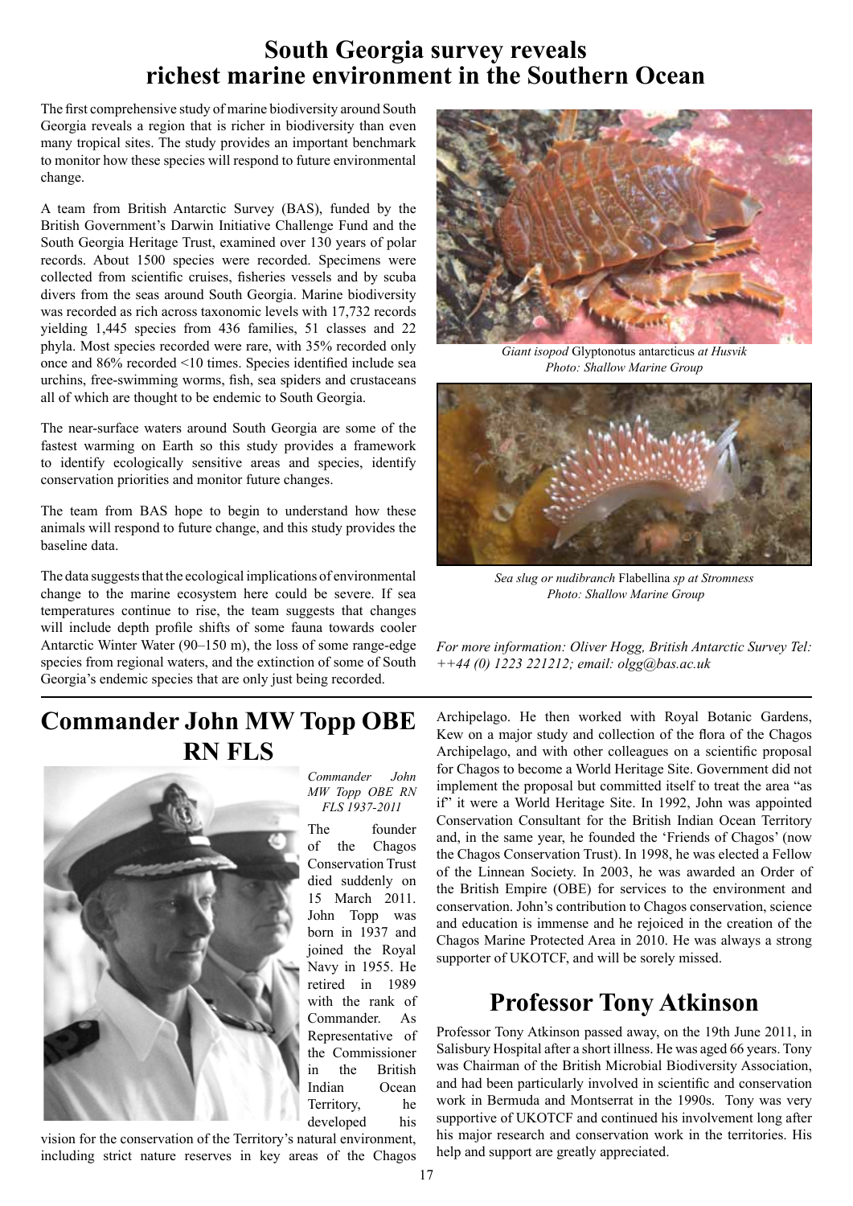## South Georgia survey reveals richest marine environment in the Southern Ocean

The first comprehensive study of marine biodiversity around South Georgia reveals a region that is richer in biodiversity than even many tropical sites. The study provides an important benchmark to monitor how these species will respond to future environmental change.

A team from British Antarctic Survey (BAS), funded by the British Government's Darwin Initiative Challenge Fund and the South Georgia Heritage Trust, examined over 130 years of polar records. About 1500 species were recorded. Specimens were collected from scientific cruises, fisheries vessels and by scuba divers from the seas around South Georgia. Marine biodiversity was recorded as rich across taxonomic levels with 17,732 records yielding 1,445 species from 436 families, 51 classes and 22 phyla. Most species recorded were rare, with 35% recorded only once and 86% recorded <10 times. Species identified include sea urchins, free-swimming worms, fish, sea spiders and crustaceans all of which are thought to be endemic to South Georgia.

The near-surface waters around South Georgia are some of the fastest warming on Earth so this study provides a framework to identify ecologically sensitive areas and species, identify conservation priorities and monitor future changes.

The team from BAS hope to begin to understand how these animals will respond to future change, and this study provides the baseline data.

The data suggests that the ecological implications of environmental change to the marine ecosystem here could be severe. If sea temperatures continue to rise, the team suggests that changes will include depth profile shifts of some fauna towards cooler Antarctic Winter Water (90–150 m), the loss of some range-edge species from regional waters, and the extinction of some of South Georgia's endemic species that are only just being recorded.

*Giant isopod* Glyptonotus antarcticus *at Husvik*
*Photo: Shallow Marine Group*

*Sea slug or nudibranch* Flabellina *sp at Stromness*
*Photo: Shallow Marine Group*

*For more information: Oliver Hogg, British Antarctic Survey Tel: ++44 (0) 1223 221212; email: olgg@bas.ac.uk*

## Commander John MW Topp OBE RN FLS

*Commander John MW Topp OBE RN FLS 1937-2011*

The founder of the Chagos Conservation Trust died suddenly on 15 March 2011. John Topp was born in 1937 and joined the Royal Navy in 1955. He retired in 1989 with the rank of Commander. As Representative of the Commissioner in the British Indian Ocean Territory, he developed his vision for the conservation of the Territory's natural environment, including strict nature reserves in key areas of the Chagos Archipelago. He then worked with Royal Botanic Gardens, Kew on a major study and collection of the flora of the Chagos Archipelago, and with other colleagues on a scientific proposal for Chagos to become a World Heritage Site. Government did not implement the proposal but committed itself to treat the area "as if" it were a World Heritage Site. In 1992, John was appointed Conservation Consultant for the British Indian Ocean Territory and, in the same year, he founded the 'Friends of Chagos' (now the Chagos Conservation Trust). In 1998, he was elected a Fellow of the Linnean Society. In 2003, he was awarded an Order of the British Empire (OBE) for services to the environment and conservation. John's contribution to Chagos conservation, science and education is immense and he rejoiced in the creation of the Chagos Marine Protected Area in 2010. He was always a strong supporter of UKOTCF, and will be sorely missed.

## Professor Tony Atkinson

Professor Tony Atkinson passed away, on the 19th June 2011, in Salisbury Hospital after a short illness. He was aged 66 years. Tony was Chairman of the British Microbial Biodiversity Association, and had been particularly involved in scientific and conservation work in Bermuda and Montserrat in the 1990s. Tony was very supportive of UKOTCF and continued his involvement long after his major research and conservation work in the territories. His help and support are greatly appreciated.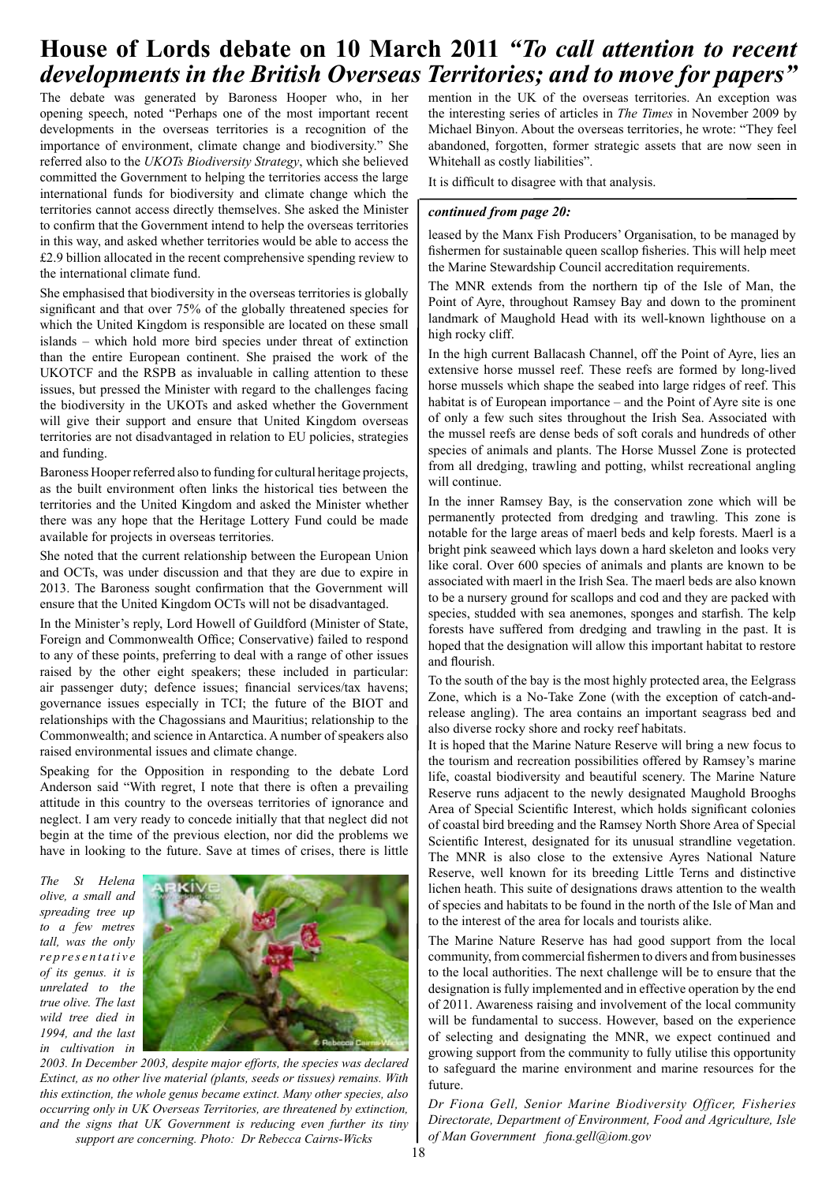# House of Lords debate on 10 March 2011 *"To call attention to recent developments in the British Overseas Territories; and to move for papers"*

The debate was generated by Baroness Hooper who, in her opening speech, noted "Perhaps one of the most important recent developments in the overseas territories is a recognition of the importance of environment, climate change and biodiversity." She referred also to the *UKOTs Biodiversity Strategy*, which she believed committed the Government to helping the territories access the large international funds for biodiversity and climate change which the territories cannot access directly themselves. She asked the Minister to confirm that the Government intend to help the overseas territories in this way, and asked whether territories would be able to access the £2.9 billion allocated in the recent comprehensive spending review to the international climate fund.

She emphasised that biodiversity in the overseas territories is globally significant and that over 75% of the globally threatened species for which the United Kingdom is responsible are located on these small islands – which hold more bird species under threat of extinction than the entire European continent. She praised the work of the UKOTCF and the RSPB as invaluable in calling attention to these issues, but pressed the Minister with regard to the challenges facing the biodiversity in the UKOTs and asked whether the Government will give their support and ensure that United Kingdom overseas territories are not disadvantaged in relation to EU policies, strategies and funding.

Baroness Hooper referred also to funding for cultural heritage projects, as the built environment often links the historical ties between the territories and the United Kingdom and asked the Minister whether there was any hope that the Heritage Lottery Fund could be made available for projects in overseas territories.

She noted that the current relationship between the European Union and OCTs, was under discussion and that they are due to expire in 2013. The Baroness sought confirmation that the Government will ensure that the United Kingdom OCTs will not be disadvantaged.

In the Minister's reply, Lord Howell of Guildford (Minister of State, Foreign and Commonwealth Office; Conservative) failed to respond to any of these points, preferring to deal with a range of other issues raised by the other eight speakers; these included in particular: air passenger duty; defence issues; financial services/tax havens; governance issues especially in TCI; the future of the BIOT and relationships with the Chagossians and Mauritius; relationship to the Commonwealth; and science in Antarctica. A number of speakers also raised environmental issues and climate change.

Speaking for the Opposition in responding to the debate Lord Anderson said "With regret, I note that there is often a prevailing attitude in this country to the overseas territories of ignorance and neglect. I am very ready to concede initially that that neglect did not begin at the time of the previous election, nor did the problems we have in looking to the future. Save at times of crises, there is little mention in the UK of the overseas territories. An exception was the interesting series of articles in *The Times* in November 2009 by Michael Binyon. About the overseas territories, he wrote: "They feel abandoned, forgotten, former strategic assets that are now seen in Whitehall as costly liabilities".

It is difficult to disagree with that analysis.

*The St Helena olive, a small and spreading tree up to a few metres tall, was the only representative of its genus. it is unrelated to the true olive. The last wild tree died in 1994, and the last in cultivation in 2003. In December 2003, despite major efforts, the species was declared Extinct, as no other live material (plants, seeds or tissues) remains. With this extinction, the whole genus became extinct. Many other species, also occurring only in UK Overseas Territories, are threatened by extinction, and the signs that UK Government is reducing even further its tiny support are concerning. Photo: Dr Rebecca Cairns-Wicks*

***continued from page 20:***

leased by the Manx Fish Producers' Organisation, to be managed by fishermen for sustainable queen scallop fisheries. This will help meet the Marine Stewardship Council accreditation requirements.

The MNR extends from the northern tip of the Isle of Man, the Point of Ayre, throughout Ramsey Bay and down to the prominent landmark of Maughold Head with its well-known lighthouse on a high rocky cliff.

In the high current Ballacash Channel, off the Point of Ayre, lies an extensive horse mussel reef. These reefs are formed by long-lived horse mussels which shape the seabed into large ridges of reef. This habitat is of European importance – and the Point of Ayre site is one of only a few such sites throughout the Irish Sea. Associated with the mussel reefs are dense beds of soft corals and hundreds of other species of animals and plants. The Horse Mussel Zone is protected from all dredging, trawling and potting, whilst recreational angling will continue.

In the inner Ramsey Bay, is the conservation zone which will be permanently protected from dredging and trawling. This zone is notable for the large areas of maerl beds and kelp forests. Maerl is a bright pink seaweed which lays down a hard skeleton and looks very like coral. Over 600 species of animals and plants are known to be associated with maerl in the Irish Sea. The maerl beds are also known to be a nursery ground for scallops and cod and they are packed with species, studded with sea anemones, sponges and starfish. The kelp forests have suffered from dredging and trawling in the past. It is hoped that the designation will allow this important habitat to restore and flourish.

To the south of the bay is the most highly protected area, the Eelgrass Zone, which is a No-Take Zone (with the exception of catch-and-release angling). The area contains an important seagrass bed and also diverse rocky shore and rocky reef habitats.

It is hoped that the Marine Nature Reserve will bring a new focus to the tourism and recreation possibilities offered by Ramsey's marine life, coastal biodiversity and beautiful scenery. The Marine Nature Reserve runs adjacent to the newly designated Maughold Brooghs Area of Special Scientific Interest, which holds significant colonies of coastal bird breeding and the Ramsey North Shore Area of Special Scientific Interest, designated for its unusual strandline vegetation. The MNR is also close to the extensive Ayres National Nature Reserve, well known for its breeding Little Terns and distinctive lichen heath. This suite of designations draws attention to the wealth of species and habitats to be found in the north of the Isle of Man and to the interest of the area for locals and tourists alike.

The Marine Nature Reserve has had good support from the local community, from commercial fishermen to divers and from businesses to the local authorities. The next challenge will be to ensure that the designation is fully implemented and in effective operation by the end of 2011. Awareness raising and involvement of the local community will be fundamental to success. However, based on the experience of selecting and designating the MNR, we expect continued and growing support from the community to fully utilise this opportunity to safeguard the marine environment and marine resources for the future.

*Dr Fiona Gell, Senior Marine Biodiversity Officer, Fisheries Directorate, Department of Environment, Food and Agriculture, Isle of Man Government fiona.gell@iom.gov*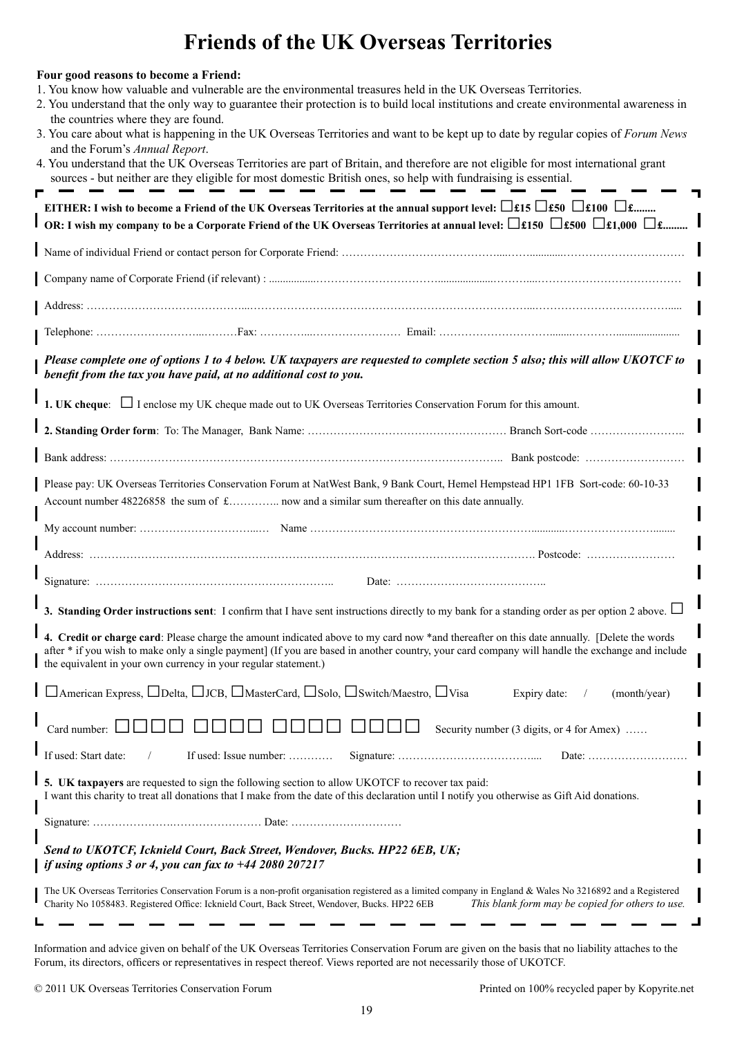# Friends of the UK Overseas Territories

**Four good reasons to become a Friend:**

1. You know how valuable and vulnerable are the environmental treasures held in the UK Overseas Territories.
2. You understand that the only way to guarantee their protection is to build local institutions and create environmental awareness in the countries where they are found.
3. You care about what is happening in the UK Overseas Territories and want to be kept up to date by regular copies of *Forum News* and the Forum's *Annual Report*.
4. You understand that the UK Overseas Territories are part of Britain, and therefore are not eligible for most international grant sources - but neither are they eligible for most domestic British ones, so help with fundraising is essential.

**EITHER: I wish to become a Friend of the UK Overseas Territories at the annual support level: ☐£15 ☐£50 ☐£100 ☐£........**

**OR: I wish my company to be a Corporate Friend of the UK Overseas Territories at annual level: ☐£150 ☐£500 ☐£1,000 ☐£.........**

Name of individual Friend or contact person for Corporate Friend: ……………………………………………………………………………

Company name of Corporate Friend (if relevant) : ……………………………………………………………………………

Address: ……………………………………………………………………………………………………………………

Telephone: ……………………………Fax: ………………………………… Email: ………………………………………………

***Please complete one of options 1 to 4 below. UK taxpayers are requested to complete section 5 also; this will allow UKOTCF to benefit from the tax you have paid, at no additional cost to you.***

**1. UK cheque**: ☐ I enclose my UK cheque made out to UK Overseas Territories Conservation Forum for this amount.

**2. Standing Order form**: To: The Manager, Bank Name: …………………………………………… Branch Sort-code ……………………..

Bank address: ………………………………………………………………………………………….. Bank postcode: ………………………

Please pay: UK Overseas Territories Conservation Forum at NatWest Bank, 9 Bank Court, Hemel Hempstead HP1 1FB Sort-code: 60-10-33 Account number 48226858 the sum of £………….. now and a similar sum thereafter on this date annually.

My account number: ……………………………… Name ……………………………………………………………………………

Address: ………………………………………………………………………………………………………. Postcode: ……………………

Signature: ……………………………………………………….. Date: …………………………………..

**3. Standing Order instructions sent**: I confirm that I have sent instructions directly to my bank for a standing order as per option 2 above. ☐

**4. Credit or charge card**: Please charge the amount indicated above to my card now *and thereafter on this date annually. [Delete the words after * if you wish to make only a single payment] (If you are based in another country, your card company will handle the exchange and include the equivalent in your own currency in your regular statement.)

☐American Express, ☐Delta, ☐JCB, ☐MasterCard, ☐Solo, ☐Switch/Maestro, ☐Visa     Expiry date: / (month/year)

Card number: ☐☐☐☐ ☐☐☐☐ ☐☐☐☐ ☐☐☐☐     Security number (3 digits, or 4 for Amex) ……

If used: Start date: /     If used: Issue number: …………     Signature: …………………………………....     Date: ………………………

**5. UK taxpayers** are requested to sign the following section to allow UKOTCF to recover tax paid:
I want this charity to treat all donations that I make from the date of this declaration until I notify you otherwise as Gift Aid donations.

Signature: …………………………………………… Date: …………………………

***Send to UKOTCF, Icknield Court, Back Street, Wendover, Bucks. HP22 6EB, UK;***
***if using options 3 or 4, you can fax to +44 2080 207217***

The UK Overseas Territories Conservation Forum is a non-profit organisation registered as a limited company in England & Wales No 3216892 and a Registered Charity No 1058483. Registered Office: Icknield Court, Back Street, Wendover, Bucks. HP22 6EB     *This blank form may be copied for others to use.*

Information and advice given on behalf of the UK Overseas Territories Conservation Forum are given on the basis that no liability attaches to the Forum, its directors, officers or representatives in respect thereof. Views reported are not necessarily those of UKOTCF.

© 2011 UK Overseas Territories Conservation Forum     Printed on 100% recycled paper by Kopyrite.net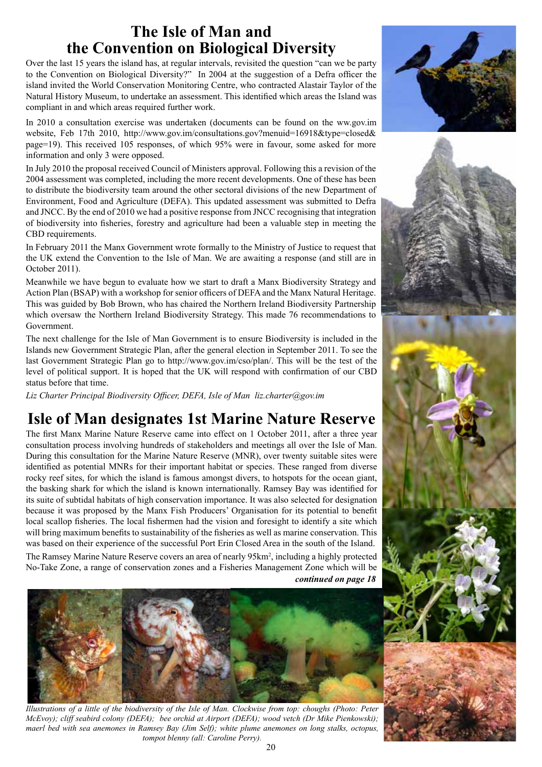# The Isle of Man and the Convention on Biological Diversity

Over the last 15 years the island has, at regular intervals, revisited the question "can we be party to the Convention on Biological Diversity?" In 2004 at the suggestion of a Defra officer the island invited the World Conservation Monitoring Centre, who contracted Alastair Taylor of the Natural History Museum, to undertake an assessment. This identified which areas the Island was compliant in and which areas required further work.

In 2010 a consultation exercise was undertaken (documents can be found on the ww.gov.im website, Feb 17th 2010, http://www.gov.im/consultations.gov?menuid=16918&type=closed&page=19). This received 105 responses, of which 95% were in favour, some asked for more information and only 3 were opposed.

In July 2010 the proposal received Council of Ministers approval. Following this a revision of the 2004 assessment was completed, including the more recent developments. One of these has been to distribute the biodiversity team around the other sectoral divisions of the new Department of Environment, Food and Agriculture (DEFA). This updated assessment was submitted to Defra and JNCC. By the end of 2010 we had a positive response from JNCC recognising that integration of biodiversity into fisheries, forestry and agriculture had been a valuable step in meeting the CBD requirements.

In February 2011 the Manx Government wrote formally to the Ministry of Justice to request that the UK extend the Convention to the Isle of Man. We are awaiting a response (and still are in October 2011).

Meanwhile we have begun to evaluate how we start to draft a Manx Biodiversity Strategy and Action Plan (BSAP) with a workshop for senior officers of DEFA and the Manx Natural Heritage. This was guided by Bob Brown, who has chaired the Northern Ireland Biodiversity Partnership which oversaw the Northern Ireland Biodiversity Strategy. This made 76 recommendations to Government.

The next challenge for the Isle of Man Government is to ensure Biodiversity is included in the Islands new Government Strategic Plan, after the general election in September 2011. To see the last Government Strategic Plan go to http://www.gov.im/cso/plan/. This will be the test of the level of political support. It is hoped that the UK will respond with confirmation of our CBD status before that time.

*Liz Charter Principal Biodiversity Officer, DEFA, Isle of Man liz.charter@gov.im*

# Isle of Man designates 1st Marine Nature Reserve

The first Manx Marine Nature Reserve came into effect on 1 October 2011, after a three year consultation process involving hundreds of stakeholders and meetings all over the Isle of Man. During this consultation for the Marine Nature Reserve (MNR), over twenty suitable sites were identified as potential MNRs for their important habitat or species. These ranged from diverse rocky reef sites, for which the island is famous amongst divers, to hotspots for the ocean giant, the basking shark for which the island is known internationally. Ramsey Bay was identified for its suite of subtidal habitats of high conservation importance. It was also selected for designation because it was proposed by the Manx Fish Producers' Organisation for its potential to benefit local scallop fisheries. The local fishermen had the vision and foresight to identify a site which will bring maximum benefits to sustainability of the fisheries as well as marine conservation. This was based on their experience of the successful Port Erin Closed Area in the south of the Island.

The Ramsey Marine Nature Reserve covers an area of nearly 95km$^2$, including a highly protected No-Take Zone, a range of conservation zones and a Fisheries Management Zone which will be

***continued on page 18***

*Illustrations of a little of the biodiversity of the Isle of Man. Clockwise from top: choughs (Photo: Peter McEvoy); cliff seabird colony (DEFA); bee orchid at Airport (DEFA); wood vetch (Dr Mike Pienkowski); maerl bed with sea anemones in Ramsey Bay (Jim Self); white plume anemones on long stalks, octopus, tompot blenny (all: Caroline Perry).*